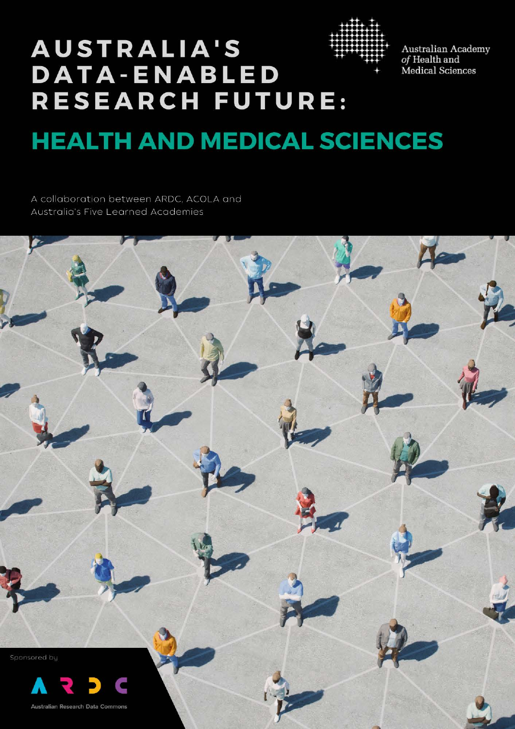# AUSTRALIA'S DATA-ENABLED RESEARCH FUTURE:

## HEALTH AND MEDICAL SCIENCES

Australian Academy *of* Health and Medical Sciences

A collaboration between ARDC, ACOLA and Australia's Five Learned Academies

Sponsored by

ARDC

Australian Research Data Commons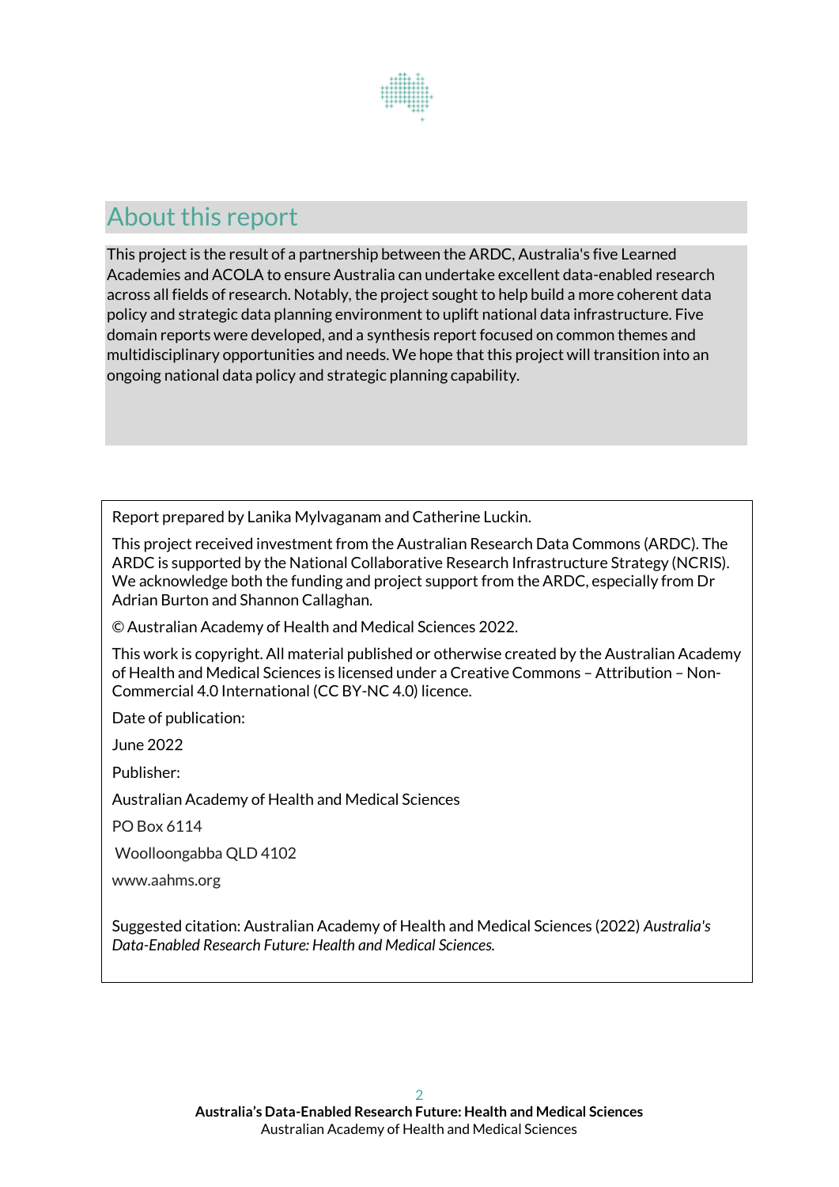## About this report

This project is the result of a partnership between the ARDC, Australia's five Learned Academies and ACOLA to ensure Australia can undertake excellent data-enabled research across all fields of research. Notably, the project sought to help build a more coherent data policy and strategic data planning environment to uplift national data infrastructure. Five domain reports were developed, and a synthesis report focused on common themes and multidisciplinary opportunities and needs. We hope that this project will transition into an ongoing national data policy and strategic planning capability.

Report prepared by Lanika Mylvaganam and Catherine Luckin.

This project received investment from the Australian Research Data Commons (ARDC). The ARDC is supported by the National Collaborative Research Infrastructure Strategy (NCRIS). We acknowledge both the funding and project support from the ARDC, especially from Dr Adrian Burton and Shannon Callaghan.

© Australian Academy of Health and Medical Sciences 2022.

This work is copyright. All material published or otherwise created by the Australian Academy of Health and Medical Sciences is licensed under a Creative Commons – Attribution – Non-Commercial 4.0 International (CC BY-NC 4.0) licence.

Date of publication:

June 2022

Publisher:

Australian Academy of Health and Medical Sciences

PO Box 6114

Woolloongabba QLD 4102

www.aahms.org

Suggested citation: Australian Academy of Health and Medical Sciences (2022) *Australia's Data-Enabled Research Future: Health and Medical Sciences.*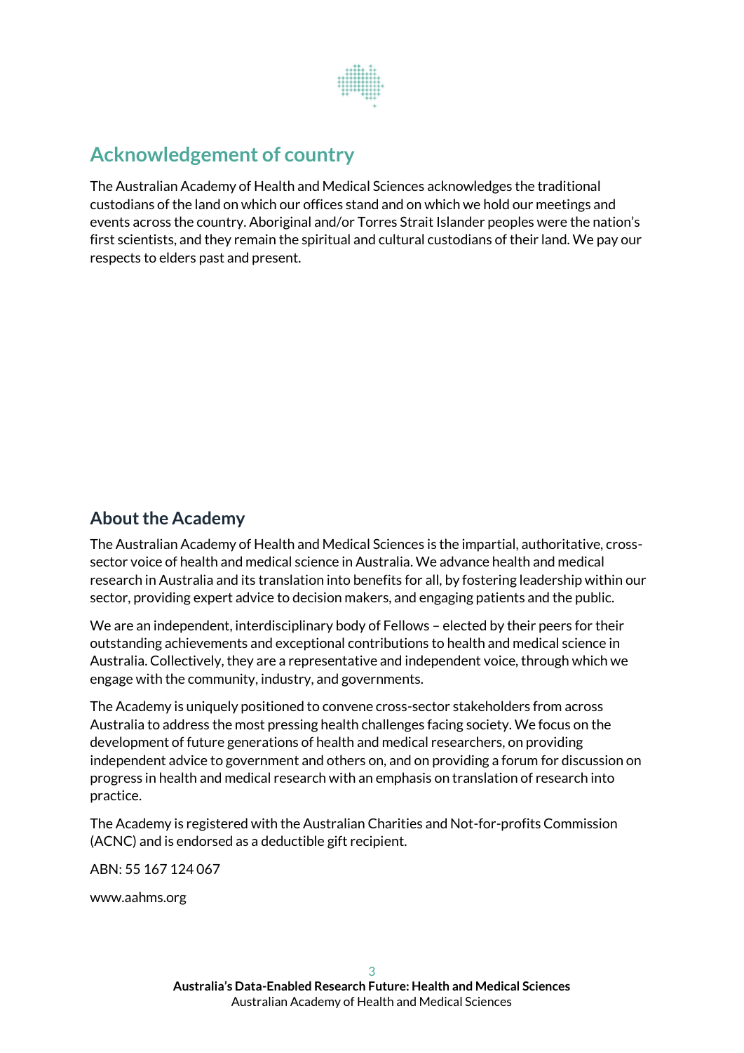## Acknowledgement of country

The Australian Academy of Health and Medical Sciences acknowledges the traditional custodians of the land on which our offices stand and on which we hold our meetings and events across the country. Aboriginal and/or Torres Strait Islander peoples were the nation's first scientists, and they remain the spiritual and cultural custodians of their land. We pay our respects to elders past and present.

## About the Academy

The Australian Academy of Health and Medical Sciences is the impartial, authoritative, cross-sector voice of health and medical science in Australia. We advance health and medical research in Australia and its translation into benefits for all, by fostering leadership within our sector, providing expert advice to decision makers, and engaging patients and the public.

We are an independent, interdisciplinary body of Fellows – elected by their peers for their outstanding achievements and exceptional contributions to health and medical science in Australia. Collectively, they are a representative and independent voice, through which we engage with the community, industry, and governments.

The Academy is uniquely positioned to convene cross-sector stakeholders from across Australia to address the most pressing health challenges facing society. We focus on the development of future generations of health and medical researchers, on providing independent advice to government and others on, and on providing a forum for discussion on progress in health and medical research with an emphasis on translation of research into practice.

The Academy is registered with the Australian Charities and Not-for-profits Commission (ACNC) and is endorsed as a deductible gift recipient.

ABN: 55 167 124 067

www.aahms.org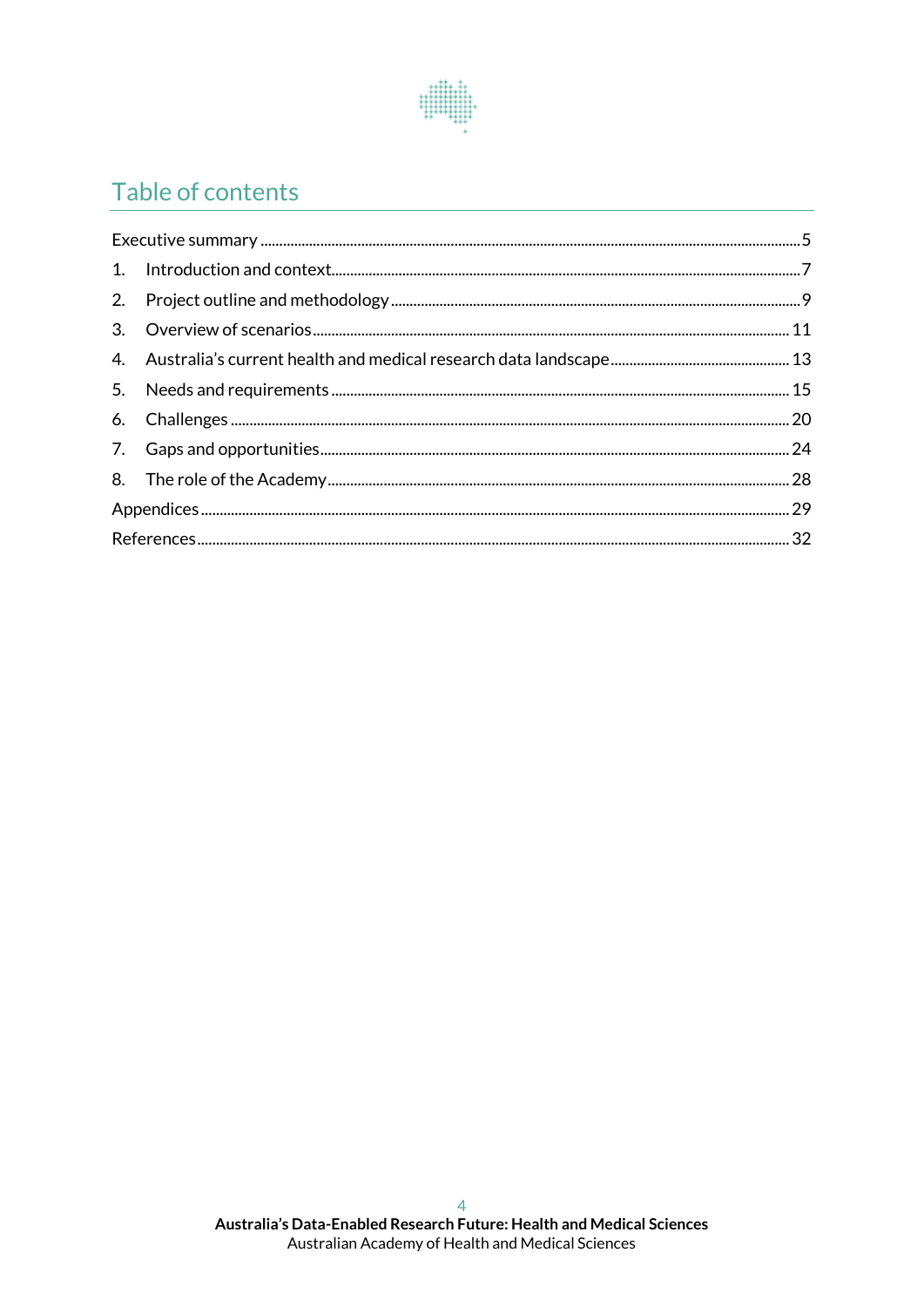## Table of contents

Executive summary ........ 5

1. Introduction and context ........ 7
2. Project outline and methodology ........ 9
3. Overview of scenarios ........ 11
4. Australia's current health and medical research data landscape ........ 13
5. Needs and requirements ........ 15
6. Challenges ........ 20
7. Gaps and opportunities ........ 24
8. The role of the Academy ........ 28

Appendices ........ 29

References ........ 32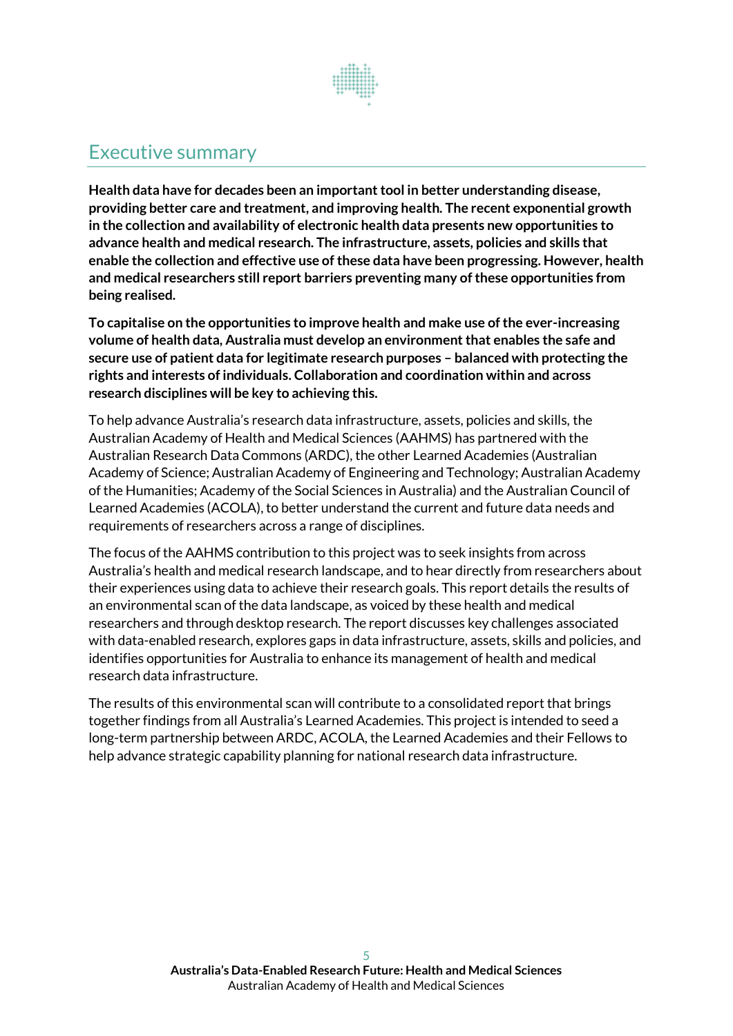# Executive summary

**Health data have for decades been an important tool in better understanding disease, providing better care and treatment, and improving health. The recent exponential growth in the collection and availability of electronic health data presents new opportunities to advance health and medical research. The infrastructure, assets, policies and skills that enable the collection and effective use of these data have been progressing. However, health and medical researchers still report barriers preventing many of these opportunities from being realised.**

**To capitalise on the opportunities to improve health and make use of the ever-increasing volume of health data, Australia must develop an environment that enables the safe and secure use of patient data for legitimate research purposes – balanced with protecting the rights and interests of individuals. Collaboration and coordination within and across research disciplines will be key to achieving this.**

To help advance Australia's research data infrastructure, assets, policies and skills, the Australian Academy of Health and Medical Sciences (AAHMS) has partnered with the Australian Research Data Commons (ARDC), the other Learned Academies (Australian Academy of Science; Australian Academy of Engineering and Technology; Australian Academy of the Humanities; Academy of the Social Sciences in Australia) and the Australian Council of Learned Academies (ACOLA), to better understand the current and future data needs and requirements of researchers across a range of disciplines.

The focus of the AAHMS contribution to this project was to seek insights from across Australia's health and medical research landscape, and to hear directly from researchers about their experiences using data to achieve their research goals. This report details the results of an environmental scan of the data landscape, as voiced by these health and medical researchers and through desktop research. The report discusses key challenges associated with data-enabled research, explores gaps in data infrastructure, assets, skills and policies, and identifies opportunities for Australia to enhance its management of health and medical research data infrastructure.

The results of this environmental scan will contribute to a consolidated report that brings together findings from all Australia's Learned Academies. This project is intended to seed a long-term partnership between ARDC, ACOLA, the Learned Academies and their Fellows to help advance strategic capability planning for national research data infrastructure.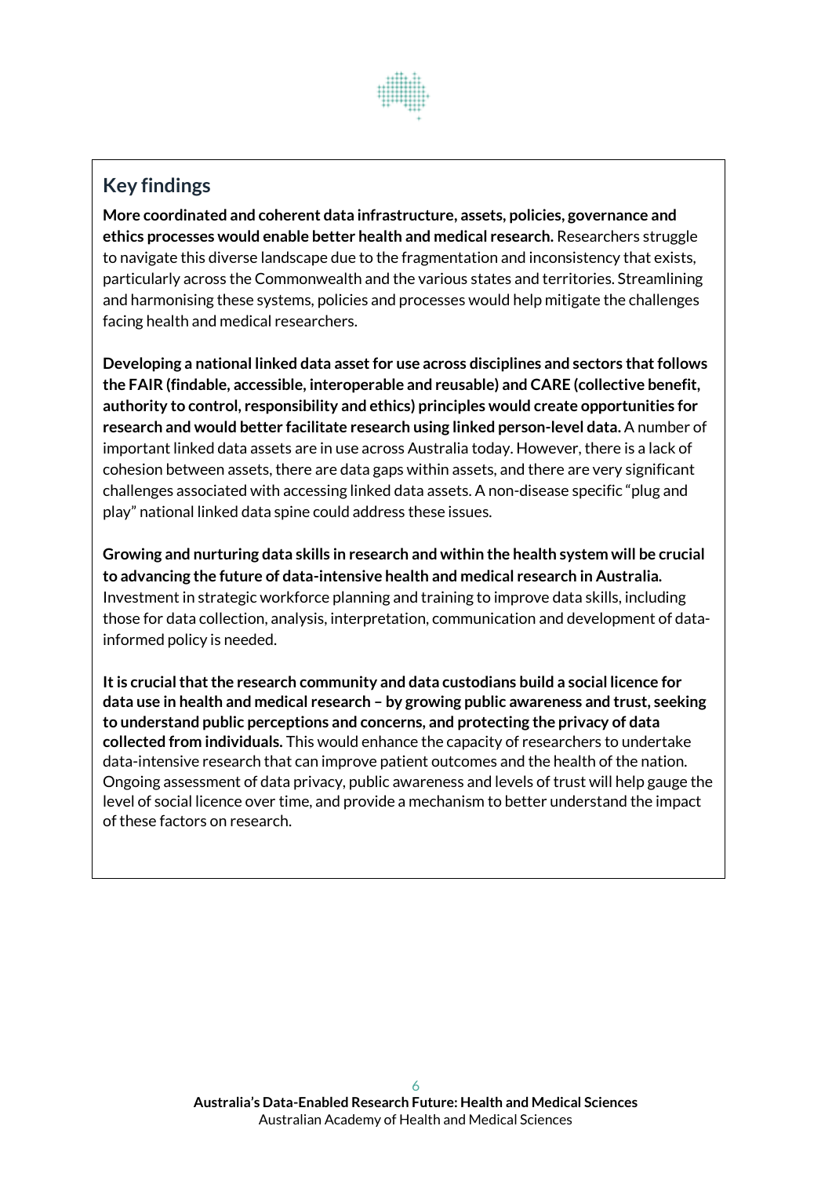## Key findings

**More coordinated and coherent data infrastructure, assets, policies, governance and ethics processes would enable better health and medical research.** Researchers struggle to navigate this diverse landscape due to the fragmentation and inconsistency that exists, particularly across the Commonwealth and the various states and territories. Streamlining and harmonising these systems, policies and processes would help mitigate the challenges facing health and medical researchers.

**Developing a national linked data asset for use across disciplines and sectors that follows the FAIR (findable, accessible, interoperable and reusable) and CARE (collective benefit, authority to control, responsibility and ethics) principles would create opportunities for research and would better facilitate research using linked person-level data.** A number of important linked data assets are in use across Australia today. However, there is a lack of cohesion between assets, there are data gaps within assets, and there are very significant challenges associated with accessing linked data assets. A non-disease specific "plug and play" national linked data spine could address these issues.

**Growing and nurturing data skills in research and within the health system will be crucial to advancing the future of data-intensive health and medical research in Australia.** Investment in strategic workforce planning and training to improve data skills, including those for data collection, analysis, interpretation, communication and development of data-informed policy is needed.

**It is crucial that the research community and data custodians build a social licence for data use in health and medical research – by growing public awareness and trust, seeking to understand public perceptions and concerns, and protecting the privacy of data collected from individuals.** This would enhance the capacity of researchers to undertake data-intensive research that can improve patient outcomes and the health of the nation. Ongoing assessment of data privacy, public awareness and levels of trust will help gauge the level of social licence over time, and provide a mechanism to better understand the impact of these factors on research.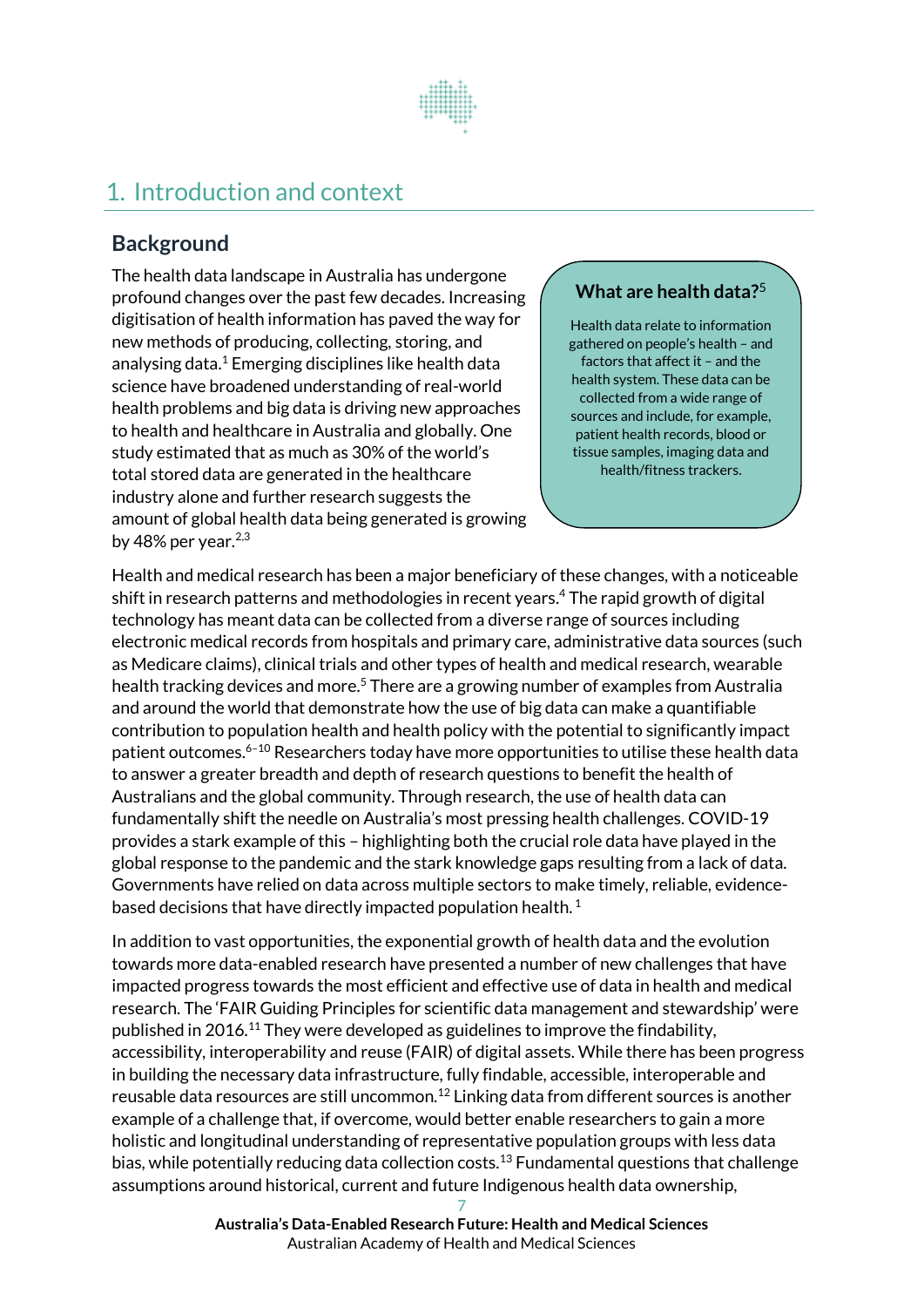# 1. Introduction and context

## Background

The health data landscape in Australia has undergone profound changes over the past few decades. Increasing digitisation of health information has paved the way for new methods of producing, collecting, storing, and analysing data.[1] Emerging disciplines like health data science have broadened understanding of real-world health problems and big data is driving new approaches to health and healthcare in Australia and globally. One study estimated that as much as 30% of the world's total stored data are generated in the healthcare industry alone and further research suggests the amount of global health data being generated is growing by 48% per year.[2,3]

> **What are health data?**[5]
>
> Health data relate to information gathered on people's health – and factors that affect it – and the health system. These data can be collected from a wide range of sources and include, for example, patient health records, blood or tissue samples, imaging data and health/fitness trackers.

Health and medical research has been a major beneficiary of these changes, with a noticeable shift in research patterns and methodologies in recent years.[4] The rapid growth of digital technology has meant data can be collected from a diverse range of sources including electronic medical records from hospitals and primary care, administrative data sources (such as Medicare claims), clinical trials and other types of health and medical research, wearable health tracking devices and more.[5] There are a growing number of examples from Australia and around the world that demonstrate how the use of big data can make a quantifiable contribution to population health and health policy with the potential to significantly impact patient outcomes.[6–10] Researchers today have more opportunities to utilise these health data to answer a greater breadth and depth of research questions to benefit the health of Australians and the global community. Through research, the use of health data can fundamentally shift the needle on Australia's most pressing health challenges. COVID-19 provides a stark example of this – highlighting both the crucial role data have played in the global response to the pandemic and the stark knowledge gaps resulting from a lack of data. Governments have relied on data across multiple sectors to make timely, reliable, evidence-based decisions that have directly impacted population health.[1]

In addition to vast opportunities, the exponential growth of health data and the evolution towards more data-enabled research have presented a number of new challenges that have impacted progress towards the most efficient and effective use of data in health and medical research. The 'FAIR Guiding Principles for scientific data management and stewardship' were published in 2016.[11] They were developed as guidelines to improve the findability, accessibility, interoperability and reuse (FAIR) of digital assets. While there has been progress in building the necessary data infrastructure, fully findable, accessible, interoperable and reusable data resources are still uncommon.[12] Linking data from different sources is another example of a challenge that, if overcome, would better enable researchers to gain a more holistic and longitudinal understanding of representative population groups with less data bias, while potentially reducing data collection costs.[13] Fundamental questions that challenge assumptions around historical, current and future Indigenous health data ownership,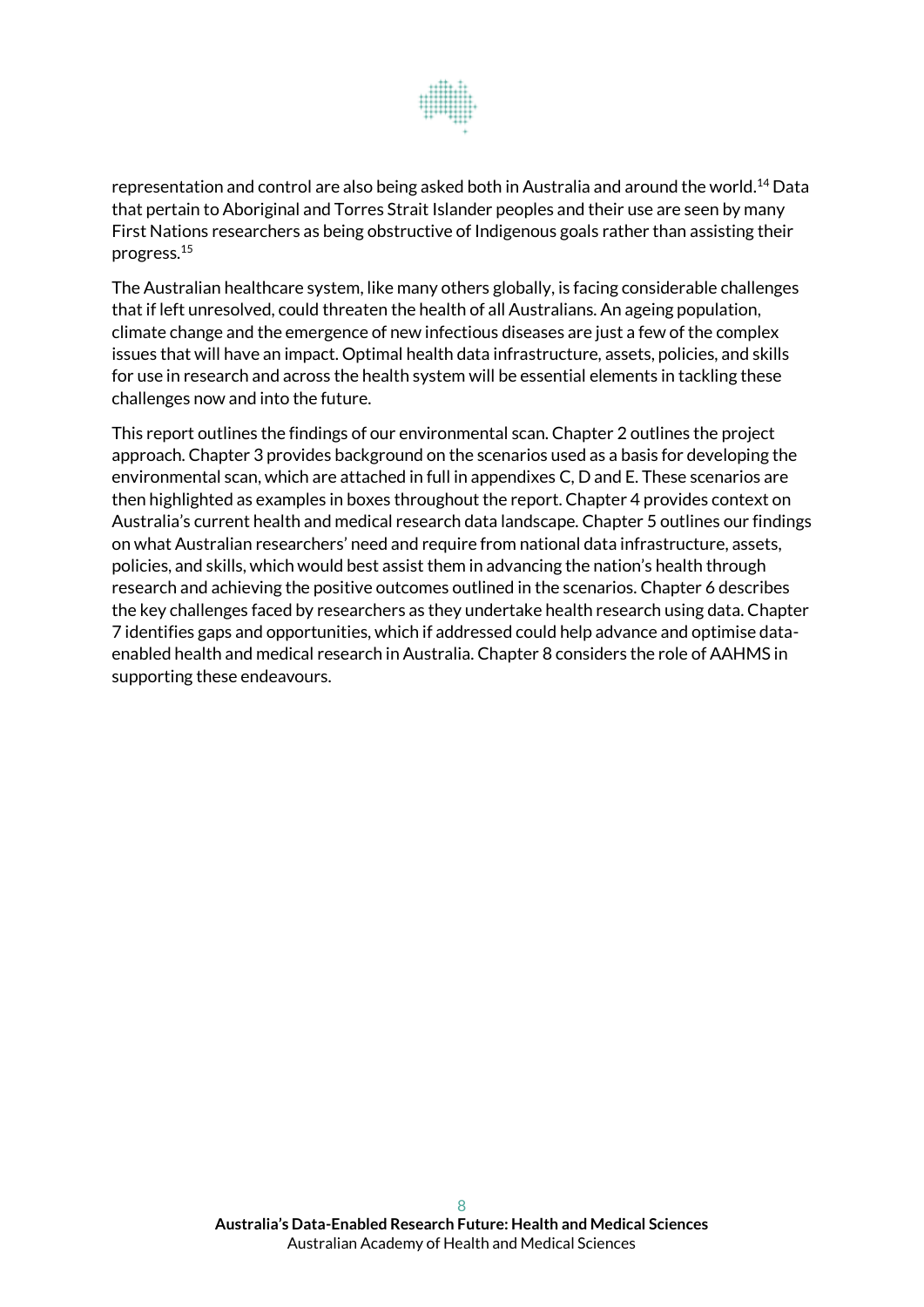representation and control are also being asked both in Australia and around the world.[14] Data that pertain to Aboriginal and Torres Strait Islander peoples and their use are seen by many First Nations researchers as being obstructive of Indigenous goals rather than assisting their progress.[15]

The Australian healthcare system, like many others globally, is facing considerable challenges that if left unresolved, could threaten the health of all Australians. An ageing population, climate change and the emergence of new infectious diseases are just a few of the complex issues that will have an impact. Optimal health data infrastructure, assets, policies, and skills for use in research and across the health system will be essential elements in tackling these challenges now and into the future.

This report outlines the findings of our environmental scan. Chapter 2 outlines the project approach. Chapter 3 provides background on the scenarios used as a basis for developing the environmental scan, which are attached in full in appendixes C, D and E. These scenarios are then highlighted as examples in boxes throughout the report. Chapter 4 provides context on Australia's current health and medical research data landscape. Chapter 5 outlines our findings on what Australian researchers' need and require from national data infrastructure, assets, policies, and skills, which would best assist them in advancing the nation's health through research and achieving the positive outcomes outlined in the scenarios. Chapter 6 describes the key challenges faced by researchers as they undertake health research using data. Chapter 7 identifies gaps and opportunities, which if addressed could help advance and optimise data-enabled health and medical research in Australia. Chapter 8 considers the role of AAHMS in supporting these endeavours.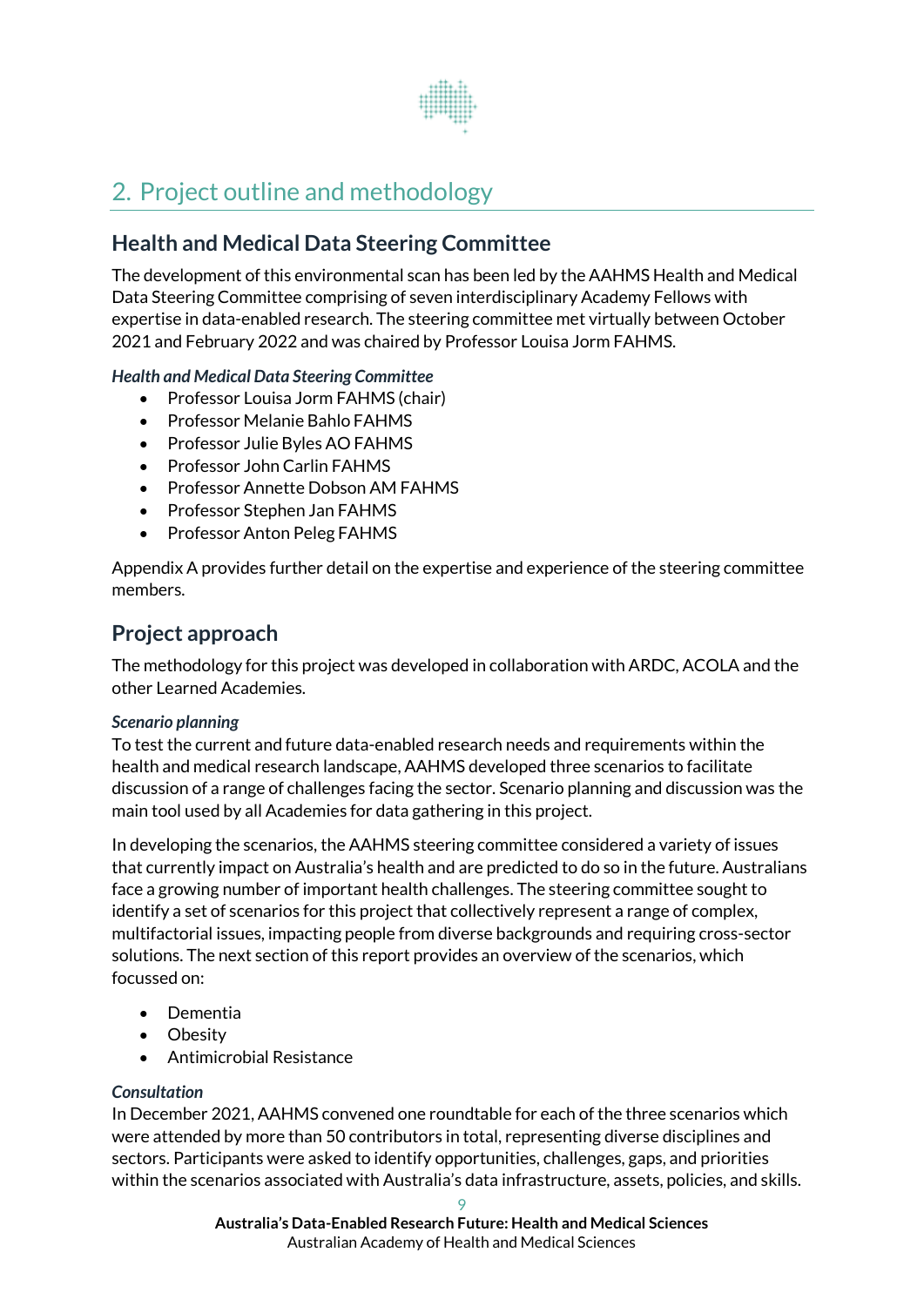## 2. Project outline and methodology

### Health and Medical Data Steering Committee

The development of this environmental scan has been led by the AAHMS Health and Medical Data Steering Committee comprising of seven interdisciplinary Academy Fellows with expertise in data-enabled research. The steering committee met virtually between October 2021 and February 2022 and was chaired by Professor Louisa Jorm FAHMS.

***Health and Medical Data Steering Committee***

- Professor Louisa Jorm FAHMS (chair)
- Professor Melanie Bahlo FAHMS
- Professor Julie Byles AO FAHMS
- Professor John Carlin FAHMS
- Professor Annette Dobson AM FAHMS
- Professor Stephen Jan FAHMS
- Professor Anton Peleg FAHMS

Appendix A provides further detail on the expertise and experience of the steering committee members.

### Project approach

The methodology for this project was developed in collaboration with ARDC, ACOLA and the other Learned Academies.

***Scenario planning***

To test the current and future data-enabled research needs and requirements within the health and medical research landscape, AAHMS developed three scenarios to facilitate discussion of a range of challenges facing the sector. Scenario planning and discussion was the main tool used by all Academies for data gathering in this project.

In developing the scenarios, the AAHMS steering committee considered a variety of issues that currently impact on Australia's health and are predicted to do so in the future. Australians face a growing number of important health challenges. The steering committee sought to identify a set of scenarios for this project that collectively represent a range of complex, multifactorial issues, impacting people from diverse backgrounds and requiring cross-sector solutions. The next section of this report provides an overview of the scenarios, which focussed on:

- Dementia
- Obesity
- Antimicrobial Resistance

***Consultation***

In December 2021, AAHMS convened one roundtable for each of the three scenarios which were attended by more than 50 contributors in total, representing diverse disciplines and sectors. Participants were asked to identify opportunities, challenges, gaps, and priorities within the scenarios associated with Australia's data infrastructure, assets, policies, and skills.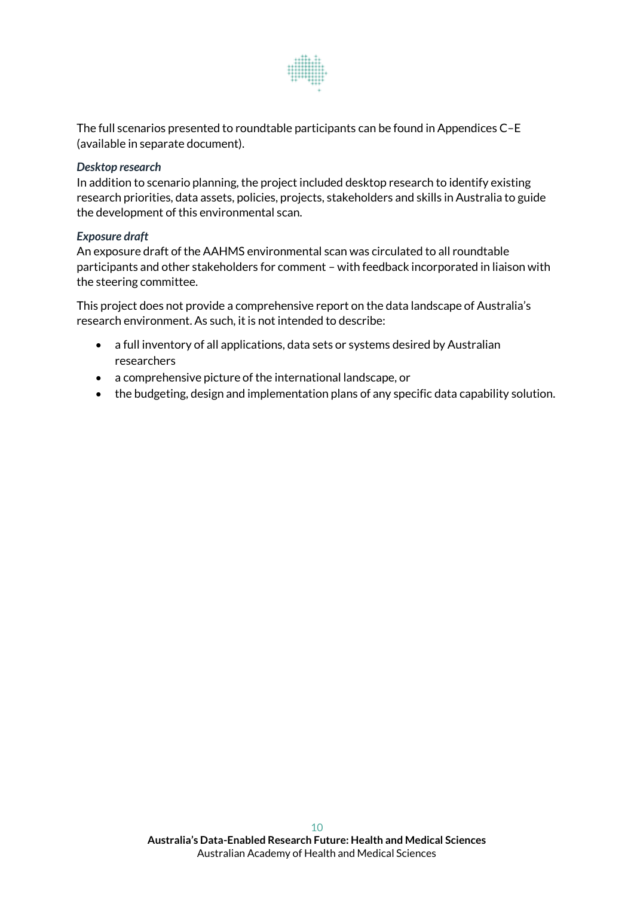The full scenarios presented to roundtable participants can be found in Appendices C–E (available in separate document).

***Desktop research***

In addition to scenario planning, the project included desktop research to identify existing research priorities, data assets, policies, projects, stakeholders and skills in Australia to guide the development of this environmental scan.

***Exposure draft***

An exposure draft of the AAHMS environmental scan was circulated to all roundtable participants and other stakeholders for comment – with feedback incorporated in liaison with the steering committee.

This project does not provide a comprehensive report on the data landscape of Australia's research environment. As such, it is not intended to describe:

- a full inventory of all applications, data sets or systems desired by Australian researchers
- a comprehensive picture of the international landscape, or
- the budgeting, design and implementation plans of any specific data capability solution.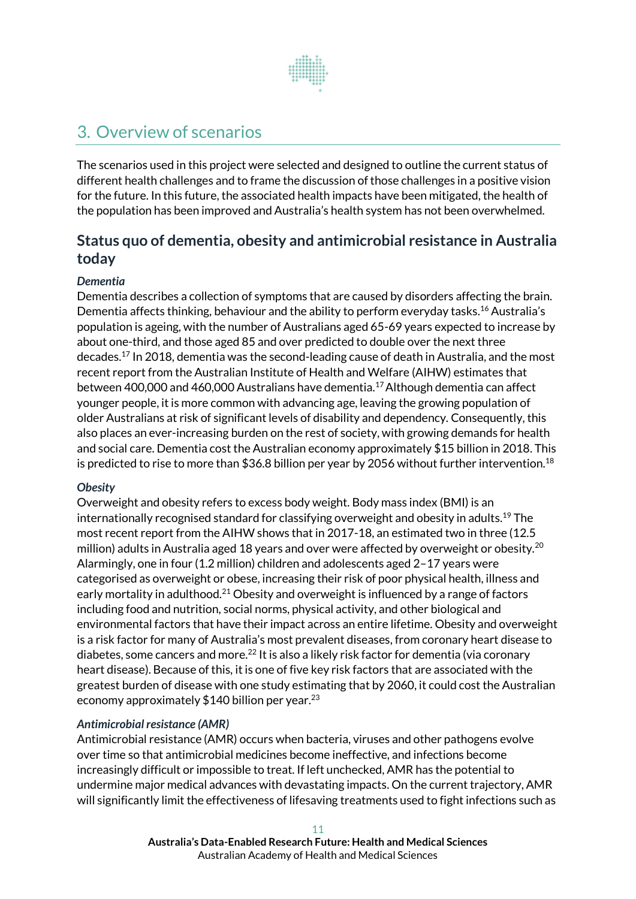# 3. Overview of scenarios

The scenarios used in this project were selected and designed to outline the current status of different health challenges and to frame the discussion of those challenges in a positive vision for the future. In this future, the associated health impacts have been mitigated, the health of the population has been improved and Australia's health system has not been overwhelmed.

## Status quo of dementia, obesity and antimicrobial resistance in Australia today

### *Dementia*

Dementia describes a collection of symptoms that are caused by disorders affecting the brain. Dementia affects thinking, behaviour and the ability to perform everyday tasks.[16] Australia's population is ageing, with the number of Australians aged 65-69 years expected to increase by about one-third, and those aged 85 and over predicted to double over the next three decades.[17] In 2018, dementia was the second-leading cause of death in Australia, and the most recent report from the Australian Institute of Health and Welfare (AIHW) estimates that between 400,000 and 460,000 Australians have dementia.[17] Although dementia can affect younger people, it is more common with advancing age, leaving the growing population of older Australians at risk of significant levels of disability and dependency. Consequently, this also places an ever-increasing burden on the rest of society, with growing demands for health and social care. Dementia cost the Australian economy approximately $15 billion in 2018. This is predicted to rise to more than $36.8 billion per year by 2056 without further intervention.[18]

### *Obesity*

Overweight and obesity refers to excess body weight. Body mass index (BMI) is an internationally recognised standard for classifying overweight and obesity in adults.[19] The most recent report from the AIHW shows that in 2017-18, an estimated two in three (12.5 million) adults in Australia aged 18 years and over were affected by overweight or obesity.[20] Alarmingly, one in four (1.2 million) children and adolescents aged 2–17 years were categorised as overweight or obese, increasing their risk of poor physical health, illness and early mortality in adulthood.[21] Obesity and overweight is influenced by a range of factors including food and nutrition, social norms, physical activity, and other biological and environmental factors that have their impact across an entire lifetime. Obesity and overweight is a risk factor for many of Australia's most prevalent diseases, from coronary heart disease to diabetes, some cancers and more.[22] It is also a likely risk factor for dementia (via coronary heart disease). Because of this, it is one of five key risk factors that are associated with the greatest burden of disease with one study estimating that by 2060, it could cost the Australian economy approximately $140 billion per year.[23]

### *Antimicrobial resistance (AMR)*

Antimicrobial resistance (AMR) occurs when bacteria, viruses and other pathogens evolve over time so that antimicrobial medicines become ineffective, and infections become increasingly difficult or impossible to treat. If left unchecked, AMR has the potential to undermine major medical advances with devastating impacts. On the current trajectory, AMR will significantly limit the effectiveness of lifesaving treatments used to fight infections such as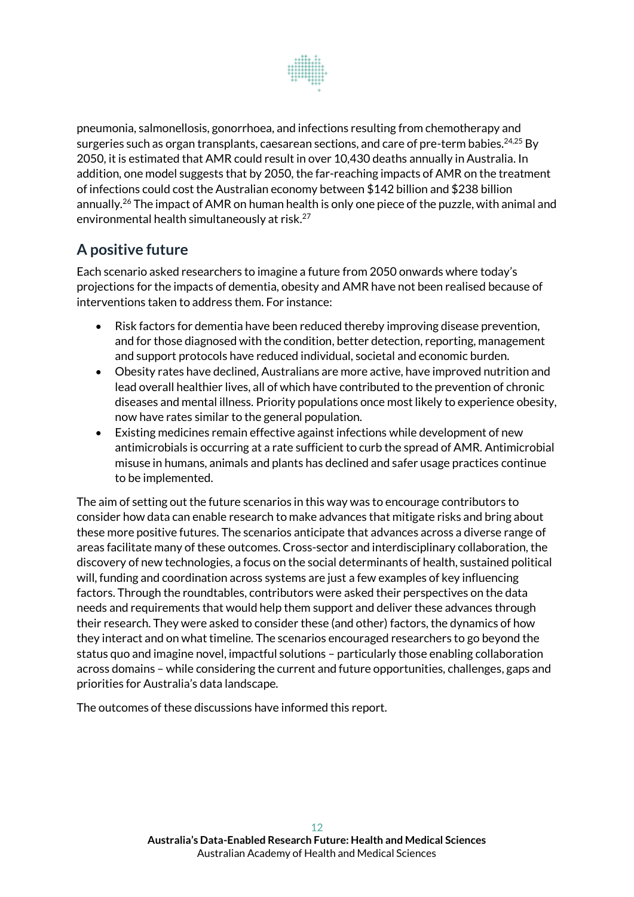pneumonia, salmonellosis, gonorrhoea, and infections resulting from chemotherapy and surgeries such as organ transplants, caesarean sections, and care of pre-term babies.[24,25] By 2050, it is estimated that AMR could result in over 10,430 deaths annually in Australia. In addition, one model suggests that by 2050, the far-reaching impacts of AMR on the treatment of infections could cost the Australian economy between $142 billion and $238 billion annually.[26] The impact of AMR on human health is only one piece of the puzzle, with animal and environmental health simultaneously at risk.[27]

## A positive future

Each scenario asked researchers to imagine a future from 2050 onwards where today's projections for the impacts of dementia, obesity and AMR have not been realised because of interventions taken to address them. For instance:

- Risk factors for dementia have been reduced thereby improving disease prevention, and for those diagnosed with the condition, better detection, reporting, management and support protocols have reduced individual, societal and economic burden.
- Obesity rates have declined, Australians are more active, have improved nutrition and lead overall healthier lives, all of which have contributed to the prevention of chronic diseases and mental illness. Priority populations once most likely to experience obesity, now have rates similar to the general population.
- Existing medicines remain effective against infections while development of new antimicrobials is occurring at a rate sufficient to curb the spread of AMR. Antimicrobial misuse in humans, animals and plants has declined and safer usage practices continue to be implemented.

The aim of setting out the future scenarios in this way was to encourage contributors to consider how data can enable research to make advances that mitigate risks and bring about these more positive futures. The scenarios anticipate that advances across a diverse range of areas facilitate many of these outcomes. Cross-sector and interdisciplinary collaboration, the discovery of new technologies, a focus on the social determinants of health, sustained political will, funding and coordination across systems are just a few examples of key influencing factors. Through the roundtables, contributors were asked their perspectives on the data needs and requirements that would help them support and deliver these advances through their research. They were asked to consider these (and other) factors, the dynamics of how they interact and on what timeline. The scenarios encouraged researchers to go beyond the status quo and imagine novel, impactful solutions – particularly those enabling collaboration across domains – while considering the current and future opportunities, challenges, gaps and priorities for Australia's data landscape.

The outcomes of these discussions have informed this report.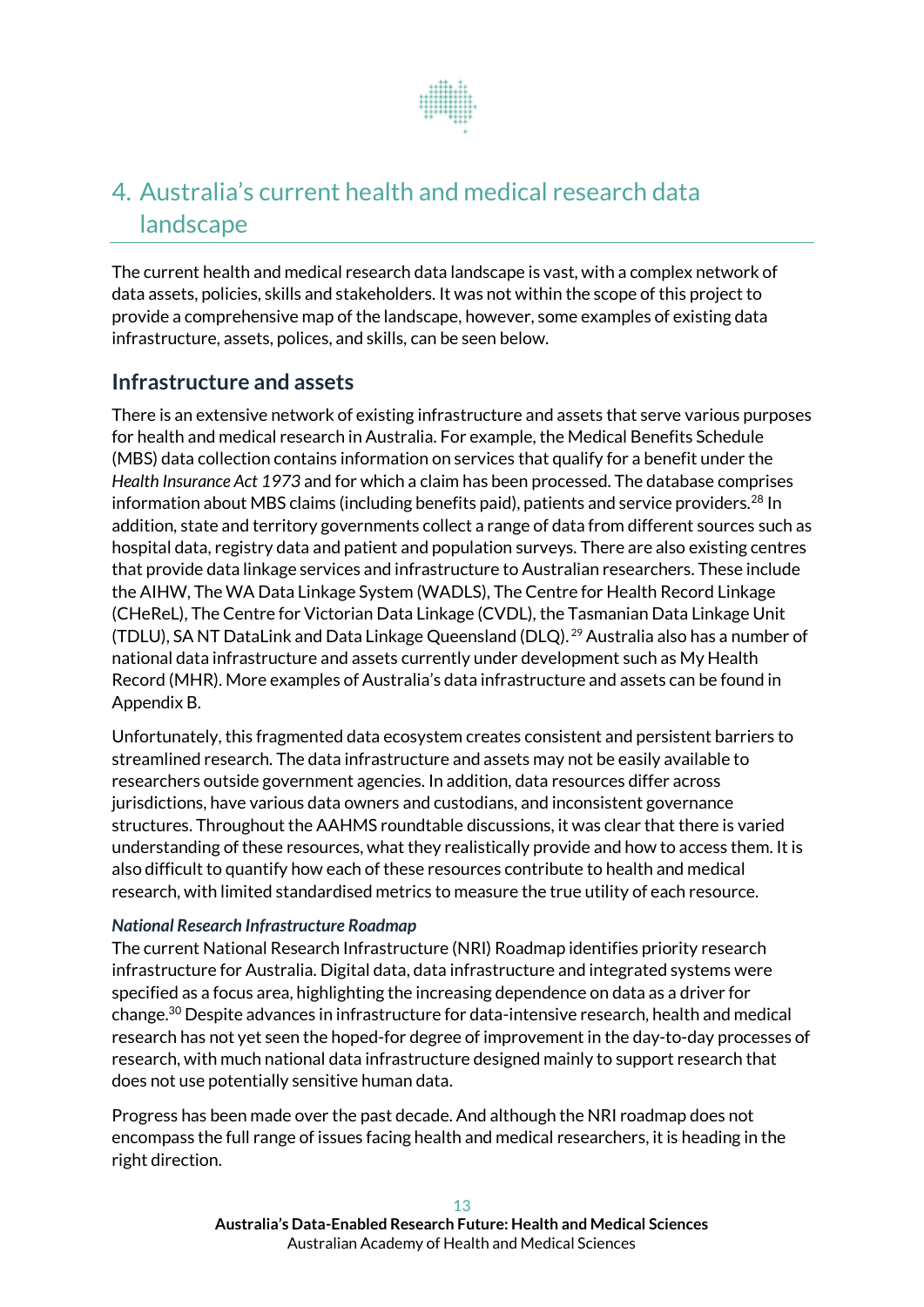# 4. Australia's current health and medical research data landscape

The current health and medical research data landscape is vast, with a complex network of data assets, policies, skills and stakeholders. It was not within the scope of this project to provide a comprehensive map of the landscape, however, some examples of existing data infrastructure, assets, polices, and skills, can be seen below.

## Infrastructure and assets

There is an extensive network of existing infrastructure and assets that serve various purposes for health and medical research in Australia. For example, the Medical Benefits Schedule (MBS) data collection contains information on services that qualify for a benefit under the *Health Insurance Act 1973* and for which a claim has been processed. The database comprises information about MBS claims (including benefits paid), patients and service providers.[28] In addition, state and territory governments collect a range of data from different sources such as hospital data, registry data and patient and population surveys. There are also existing centres that provide data linkage services and infrastructure to Australian researchers. These include the AIHW, The WA Data Linkage System (WADLS), The Centre for Health Record Linkage (CHeReL), The Centre for Victorian Data Linkage (CVDL), the Tasmanian Data Linkage Unit (TDLU), SA NT DataLink and Data Linkage Queensland (DLQ).[29] Australia also has a number of national data infrastructure and assets currently under development such as My Health Record (MHR). More examples of Australia's data infrastructure and assets can be found in Appendix B.

Unfortunately, this fragmented data ecosystem creates consistent and persistent barriers to streamlined research. The data infrastructure and assets may not be easily available to researchers outside government agencies. In addition, data resources differ across jurisdictions, have various data owners and custodians, and inconsistent governance structures. Throughout the AAHMS roundtable discussions, it was clear that there is varied understanding of these resources, what they realistically provide and how to access them. It is also difficult to quantify how each of these resources contribute to health and medical research, with limited standardised metrics to measure the true utility of each resource.

***National Research Infrastructure Roadmap***

The current National Research Infrastructure (NRI) Roadmap identifies priority research infrastructure for Australia. Digital data, data infrastructure and integrated systems were specified as a focus area, highlighting the increasing dependence on data as a driver for change.[30] Despite advances in infrastructure for data-intensive research, health and medical research has not yet seen the hoped-for degree of improvement in the day-to-day processes of research, with much national data infrastructure designed mainly to support research that does not use potentially sensitive human data.

Progress has been made over the past decade. And although the NRI roadmap does not encompass the full range of issues facing health and medical researchers, it is heading in the right direction.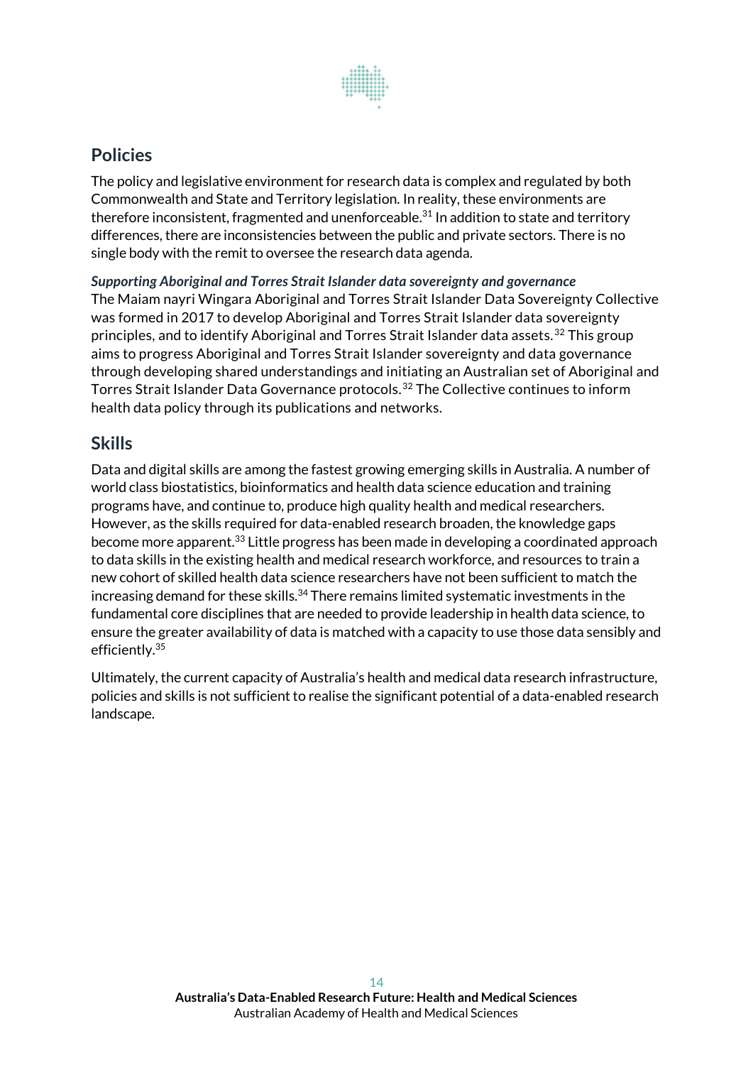## Policies

The policy and legislative environment for research data is complex and regulated by both Commonwealth and State and Territory legislation. In reality, these environments are therefore inconsistent, fragmented and unenforceable.[31] In addition to state and territory differences, there are inconsistencies between the public and private sectors. There is no single body with the remit to oversee the research data agenda.

***Supporting Aboriginal and Torres Strait Islander data sovereignty and governance***

The Maiam nayri Wingara Aboriginal and Torres Strait Islander Data Sovereignty Collective was formed in 2017 to develop Aboriginal and Torres Strait Islander data sovereignty principles, and to identify Aboriginal and Torres Strait Islander data assets.[32] This group aims to progress Aboriginal and Torres Strait Islander sovereignty and data governance through developing shared understandings and initiating an Australian set of Aboriginal and Torres Strait Islander Data Governance protocols.[32] The Collective continues to inform health data policy through its publications and networks.

## Skills

Data and digital skills are among the fastest growing emerging skills in Australia. A number of world class biostatistics, bioinformatics and health data science education and training programs have, and continue to, produce high quality health and medical researchers. However, as the skills required for data-enabled research broaden, the knowledge gaps become more apparent.[33] Little progress has been made in developing a coordinated approach to data skills in the existing health and medical research workforce, and resources to train a new cohort of skilled health data science researchers have not been sufficient to match the increasing demand for these skills.[34] There remains limited systematic investments in the fundamental core disciplines that are needed to provide leadership in health data science, to ensure the greater availability of data is matched with a capacity to use those data sensibly and efficiently.[35]

Ultimately, the current capacity of Australia's health and medical data research infrastructure, policies and skills is not sufficient to realise the significant potential of a data-enabled research landscape.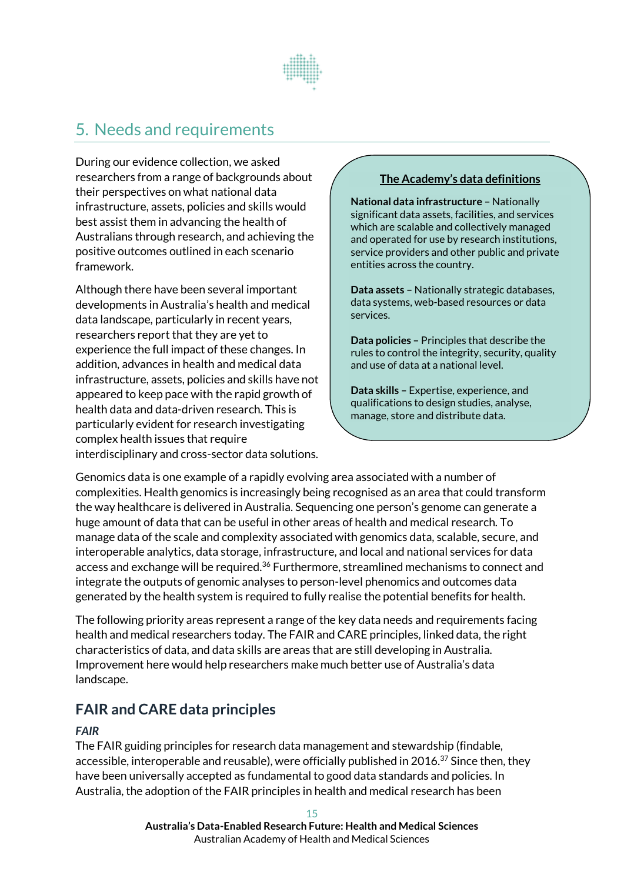## 5. Needs and requirements

During our evidence collection, we asked researchers from a range of backgrounds about their perspectives on what national data infrastructure, assets, policies and skills would best assist them in advancing the health of Australians through research, and achieving the positive outcomes outlined in each scenario framework.

Although there have been several important developments in Australia's health and medical data landscape, particularly in recent years, researchers report that they are yet to experience the full impact of these changes. In addition, advances in health and medical data infrastructure, assets, policies and skills have not appeared to keep pace with the rapid growth of health data and data-driven research. This is particularly evident for research investigating complex health issues that require interdisciplinary and cross-sector data solutions.

**The Academy's data definitions**

**National data infrastructure –** Nationally significant data assets, facilities, and services which are scalable and collectively managed and operated for use by research institutions, service providers and other public and private entities across the country.

**Data assets –** Nationally strategic databases, data systems, web-based resources or data services.

**Data policies –** Principles that describe the rules to control the integrity, security, quality and use of data at a national level.

**Data skills –** Expertise, experience, and qualifications to design studies, analyse, manage, store and distribute data.

Genomics data is one example of a rapidly evolving area associated with a number of complexities. Health genomics is increasingly being recognised as an area that could transform the way healthcare is delivered in Australia. Sequencing one person's genome can generate a huge amount of data that can be useful in other areas of health and medical research. To manage data of the scale and complexity associated with genomics data, scalable, secure, and interoperable analytics, data storage, infrastructure, and local and national services for data access and exchange will be required.[36] Furthermore, streamlined mechanisms to connect and integrate the outputs of genomic analyses to person-level phenomics and outcomes data generated by the health system is required to fully realise the potential benefits for health.

The following priority areas represent a range of the key data needs and requirements facing health and medical researchers today. The FAIR and CARE principles, linked data, the right characteristics of data, and data skills are areas that are still developing in Australia. Improvement here would help researchers make much better use of Australia's data landscape.

### FAIR and CARE data principles

#### *FAIR*

The FAIR guiding principles for research data management and stewardship (findable, accessible, interoperable and reusable), were officially published in 2016.[37] Since then, they have been universally accepted as fundamental to good data standards and policies. In Australia, the adoption of the FAIR principles in health and medical research has been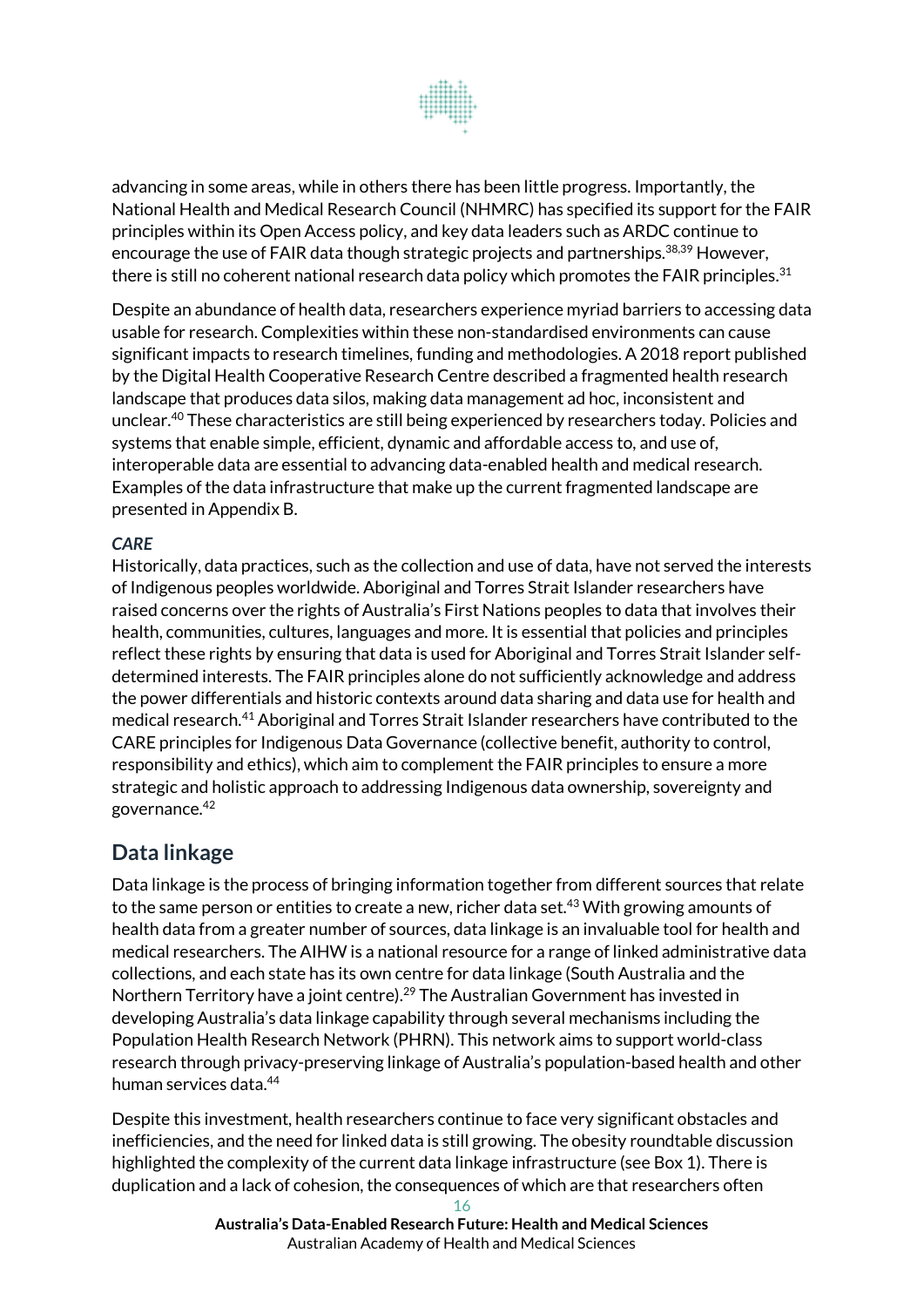advancing in some areas, while in others there has been little progress. Importantly, the National Health and Medical Research Council (NHMRC) has specified its support for the FAIR principles within its Open Access policy, and key data leaders such as ARDC continue to encourage the use of FAIR data though strategic projects and partnerships.[38,39] However, there is still no coherent national research data policy which promotes the FAIR principles.[31]

Despite an abundance of health data, researchers experience myriad barriers to accessing data usable for research. Complexities within these non-standardised environments can cause significant impacts to research timelines, funding and methodologies. A 2018 report published by the Digital Health Cooperative Research Centre described a fragmented health research landscape that produces data silos, making data management ad hoc, inconsistent and unclear.[40] These characteristics are still being experienced by researchers today. Policies and systems that enable simple, efficient, dynamic and affordable access to, and use of, interoperable data are essential to advancing data-enabled health and medical research. Examples of the data infrastructure that make up the current fragmented landscape are presented in Appendix B.

***CARE***

Historically, data practices, such as the collection and use of data, have not served the interests of Indigenous peoples worldwide. Aboriginal and Torres Strait Islander researchers have raised concerns over the rights of Australia's First Nations peoples to data that involves their health, communities, cultures, languages and more. It is essential that policies and principles reflect these rights by ensuring that data is used for Aboriginal and Torres Strait Islander self-determined interests. The FAIR principles alone do not sufficiently acknowledge and address the power differentials and historic contexts around data sharing and data use for health and medical research.[41] Aboriginal and Torres Strait Islander researchers have contributed to the CARE principles for Indigenous Data Governance (collective benefit, authority to control, responsibility and ethics), which aim to complement the FAIR principles to ensure a more strategic and holistic approach to addressing Indigenous data ownership, sovereignty and governance.[42]

## Data linkage

Data linkage is the process of bringing information together from different sources that relate to the same person or entities to create a new, richer data set.[43] With growing amounts of health data from a greater number of sources, data linkage is an invaluable tool for health and medical researchers. The AIHW is a national resource for a range of linked administrative data collections, and each state has its own centre for data linkage (South Australia and the Northern Territory have a joint centre).[29] The Australian Government has invested in developing Australia's data linkage capability through several mechanisms including the Population Health Research Network (PHRN). This network aims to support world-class research through privacy-preserving linkage of Australia's population-based health and other human services data.[44]

Despite this investment, health researchers continue to face very significant obstacles and inefficiencies, and the need for linked data is still growing. The obesity roundtable discussion highlighted the complexity of the current data linkage infrastructure (see Box 1). There is duplication and a lack of cohesion, the consequences of which are that researchers often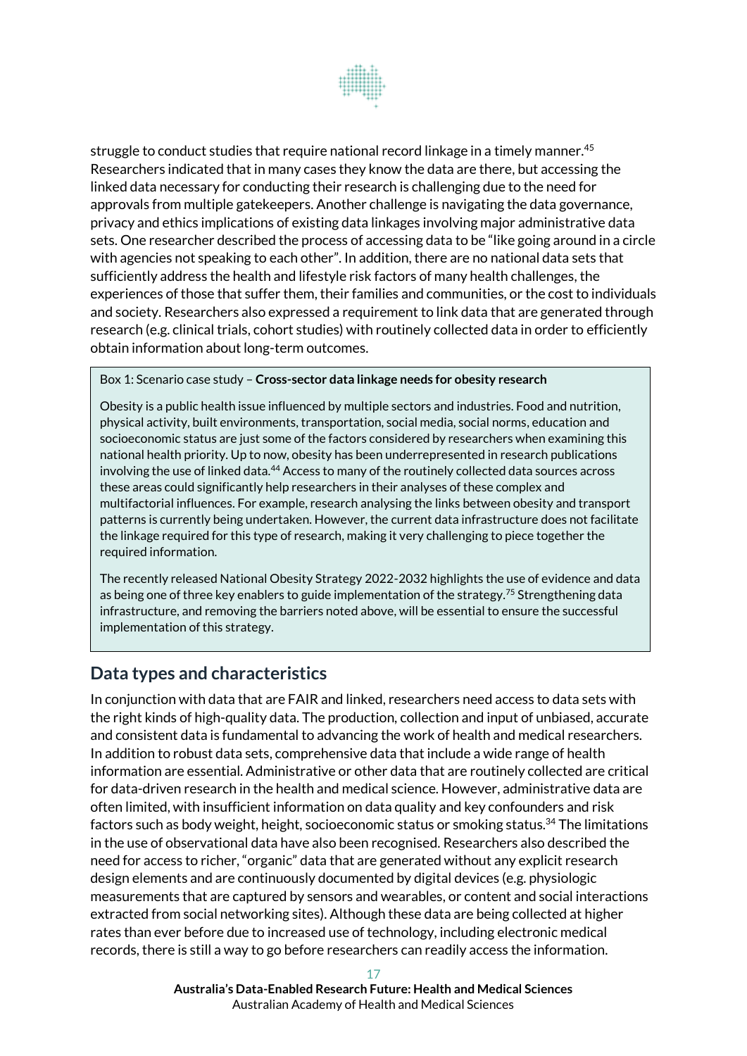struggle to conduct studies that require national record linkage in a timely manner.[45] Researchers indicated that in many cases they know the data are there, but accessing the linked data necessary for conducting their research is challenging due to the need for approvals from multiple gatekeepers. Another challenge is navigating the data governance, privacy and ethics implications of existing data linkages involving major administrative data sets. One researcher described the process of accessing data to be "like going around in a circle with agencies not speaking to each other". In addition, there are no national data sets that sufficiently address the health and lifestyle risk factors of many health challenges, the experiences of those that suffer them, their families and communities, or the cost to individuals and society. Researchers also expressed a requirement to link data that are generated through research (e.g. clinical trials, cohort studies) with routinely collected data in order to efficiently obtain information about long-term outcomes.

> Box 1: Scenario case study – **Cross-sector data linkage needs for obesity research**
>
> Obesity is a public health issue influenced by multiple sectors and industries. Food and nutrition, physical activity, built environments, transportation, social media, social norms, education and socioeconomic status are just some of the factors considered by researchers when examining this national health priority. Up to now, obesity has been underrepresented in research publications involving the use of linked data.[44] Access to many of the routinely collected data sources across these areas could significantly help researchers in their analyses of these complex and multifactorial influences. For example, research analysing the links between obesity and transport patterns is currently being undertaken. However, the current data infrastructure does not facilitate the linkage required for this type of research, making it very challenging to piece together the required information.
>
> The recently released National Obesity Strategy 2022-2032 highlights the use of evidence and data as being one of three key enablers to guide implementation of the strategy.[75] Strengthening data infrastructure, and removing the barriers noted above, will be essential to ensure the successful implementation of this strategy.

## Data types and characteristics

In conjunction with data that are FAIR and linked, researchers need access to data sets with the right kinds of high-quality data. The production, collection and input of unbiased, accurate and consistent data is fundamental to advancing the work of health and medical researchers. In addition to robust data sets, comprehensive data that include a wide range of health information are essential. Administrative or other data that are routinely collected are critical for data-driven research in the health and medical science. However, administrative data are often limited, with insufficient information on data quality and key confounders and risk factors such as body weight, height, socioeconomic status or smoking status.[34] The limitations in the use of observational data have also been recognised. Researchers also described the need for access to richer, "organic" data that are generated without any explicit research design elements and are continuously documented by digital devices (e.g. physiologic measurements that are captured by sensors and wearables, or content and social interactions extracted from social networking sites). Although these data are being collected at higher rates than ever before due to increased use of technology, including electronic medical records, there is still a way to go before researchers can readily access the information.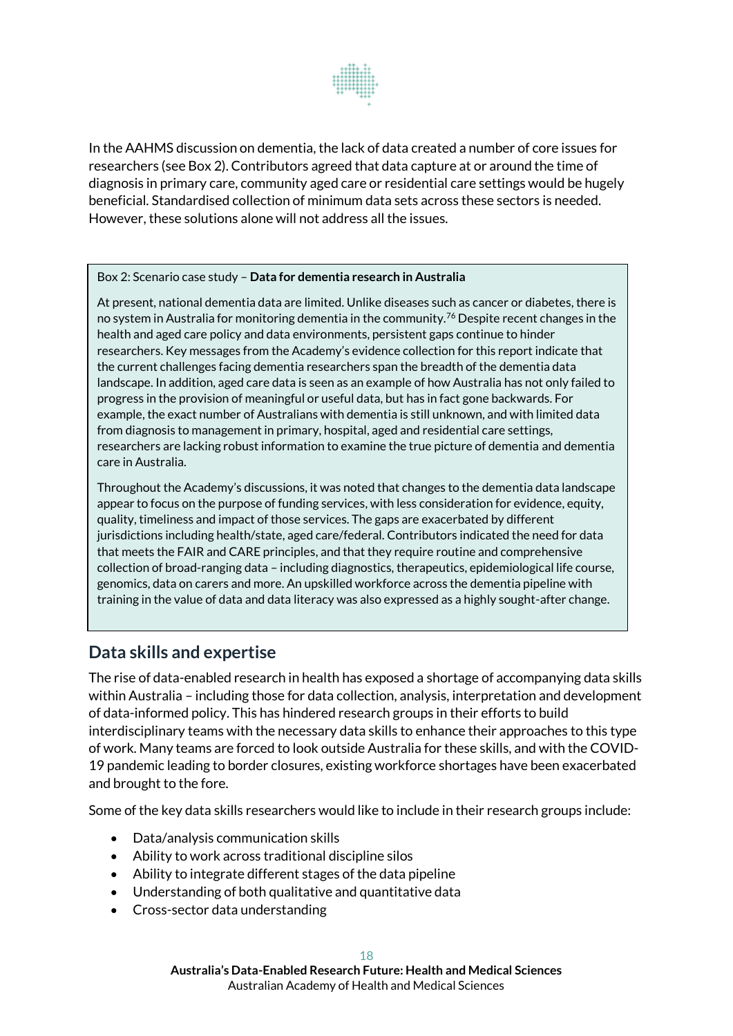In the AAHMS discussion on dementia, the lack of data created a number of core issues for researchers (see Box 2). Contributors agreed that data capture at or around the time of diagnosis in primary care, community aged care or residential care settings would be hugely beneficial. Standardised collection of minimum data sets across these sectors is needed. However, these solutions alone will not address all the issues.

> Box 2: Scenario case study – **Data for dementia research in Australia**
>
> At present, national dementia data are limited. Unlike diseases such as cancer or diabetes, there is no system in Australia for monitoring dementia in the community.[76] Despite recent changes in the health and aged care policy and data environments, persistent gaps continue to hinder researchers. Key messages from the Academy's evidence collection for this report indicate that the current challenges facing dementia researchers span the breadth of the dementia data landscape. In addition, aged care data is seen as an example of how Australia has not only failed to progress in the provision of meaningful or useful data, but has in fact gone backwards. For example, the exact number of Australians with dementia is still unknown, and with limited data from diagnosis to management in primary, hospital, aged and residential care settings, researchers are lacking robust information to examine the true picture of dementia and dementia care in Australia.
>
> Throughout the Academy's discussions, it was noted that changes to the dementia data landscape appear to focus on the purpose of funding services, with less consideration for evidence, equity, quality, timeliness and impact of those services. The gaps are exacerbated by different jurisdictions including health/state, aged care/federal. Contributors indicated the need for data that meets the FAIR and CARE principles, and that they require routine and comprehensive collection of broad-ranging data – including diagnostics, therapeutics, epidemiological life course, genomics, data on carers and more. An upskilled workforce across the dementia pipeline with training in the value of data and data literacy was also expressed as a highly sought-after change.

## Data skills and expertise

The rise of data-enabled research in health has exposed a shortage of accompanying data skills within Australia – including those for data collection, analysis, interpretation and development of data-informed policy. This has hindered research groups in their efforts to build interdisciplinary teams with the necessary data skills to enhance their approaches to this type of work. Many teams are forced to look outside Australia for these skills, and with the COVID-19 pandemic leading to border closures, existing workforce shortages have been exacerbated and brought to the fore.

Some of the key data skills researchers would like to include in their research groups include:

- Data/analysis communication skills
- Ability to work across traditional discipline silos
- Ability to integrate different stages of the data pipeline
- Understanding of both qualitative and quantitative data
- Cross-sector data understanding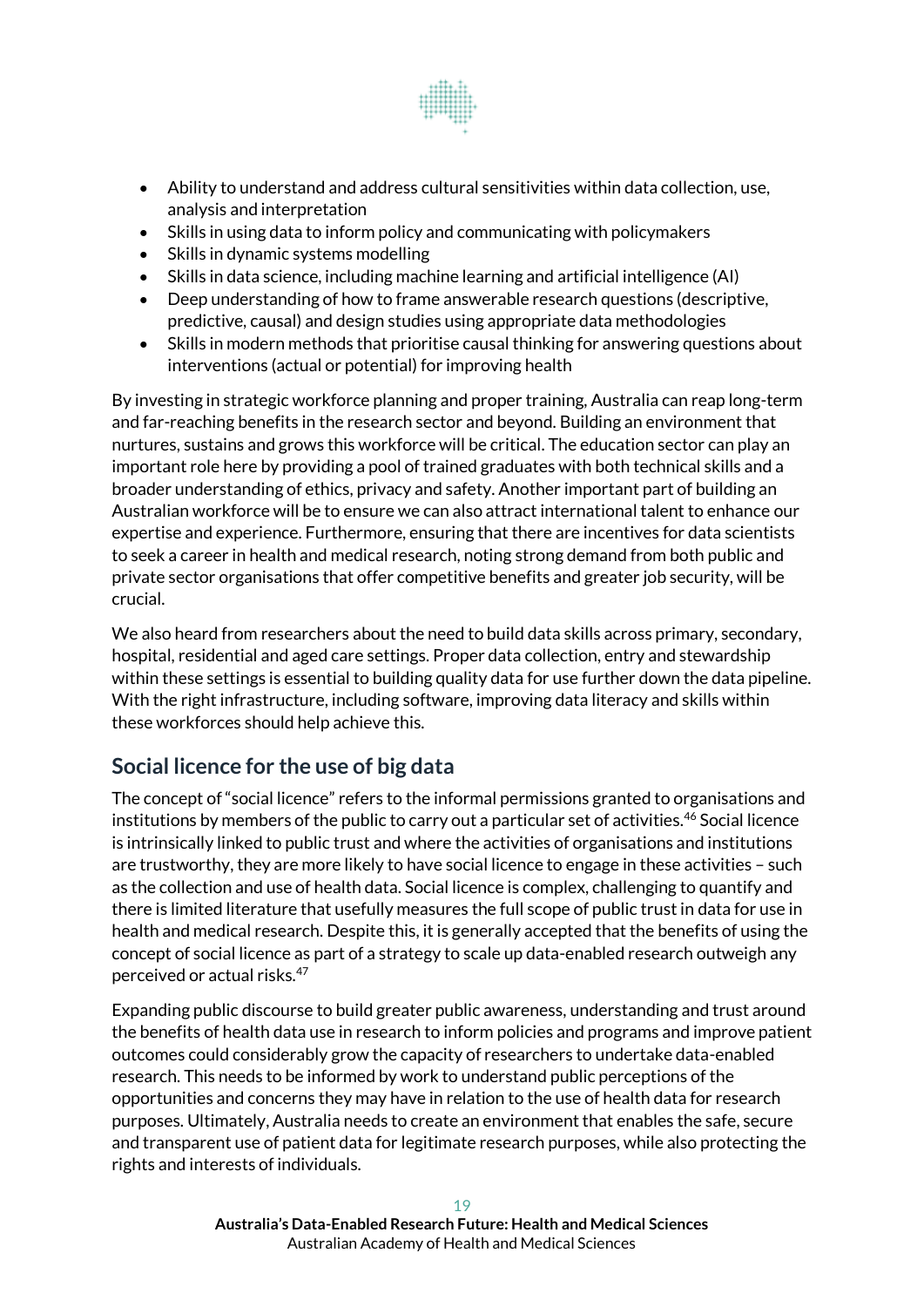- Ability to understand and address cultural sensitivities within data collection, use, analysis and interpretation
- Skills in using data to inform policy and communicating with policymakers
- Skills in dynamic systems modelling
- Skills in data science, including machine learning and artificial intelligence (AI)
- Deep understanding of how to frame answerable research questions (descriptive, predictive, causal) and design studies using appropriate data methodologies
- Skills in modern methods that prioritise causal thinking for answering questions about interventions (actual or potential) for improving health

By investing in strategic workforce planning and proper training, Australia can reap long-term and far-reaching benefits in the research sector and beyond. Building an environment that nurtures, sustains and grows this workforce will be critical. The education sector can play an important role here by providing a pool of trained graduates with both technical skills and a broader understanding of ethics, privacy and safety. Another important part of building an Australian workforce will be to ensure we can also attract international talent to enhance our expertise and experience. Furthermore, ensuring that there are incentives for data scientists to seek a career in health and medical research, noting strong demand from both public and private sector organisations that offer competitive benefits and greater job security, will be crucial.

We also heard from researchers about the need to build data skills across primary, secondary, hospital, residential and aged care settings. Proper data collection, entry and stewardship within these settings is essential to building quality data for use further down the data pipeline. With the right infrastructure, including software, improving data literacy and skills within these workforces should help achieve this.

## Social licence for the use of big data

The concept of "social licence" refers to the informal permissions granted to organisations and institutions by members of the public to carry out a particular set of activities.[46] Social licence is intrinsically linked to public trust and where the activities of organisations and institutions are trustworthy, they are more likely to have social licence to engage in these activities – such as the collection and use of health data. Social licence is complex, challenging to quantify and there is limited literature that usefully measures the full scope of public trust in data for use in health and medical research. Despite this, it is generally accepted that the benefits of using the concept of social licence as part of a strategy to scale up data-enabled research outweigh any perceived or actual risks.[47]

Expanding public discourse to build greater public awareness, understanding and trust around the benefits of health data use in research to inform policies and programs and improve patient outcomes could considerably grow the capacity of researchers to undertake data-enabled research. This needs to be informed by work to understand public perceptions of the opportunities and concerns they may have in relation to the use of health data for research purposes. Ultimately, Australia needs to create an environment that enables the safe, secure and transparent use of patient data for legitimate research purposes, while also protecting the rights and interests of individuals.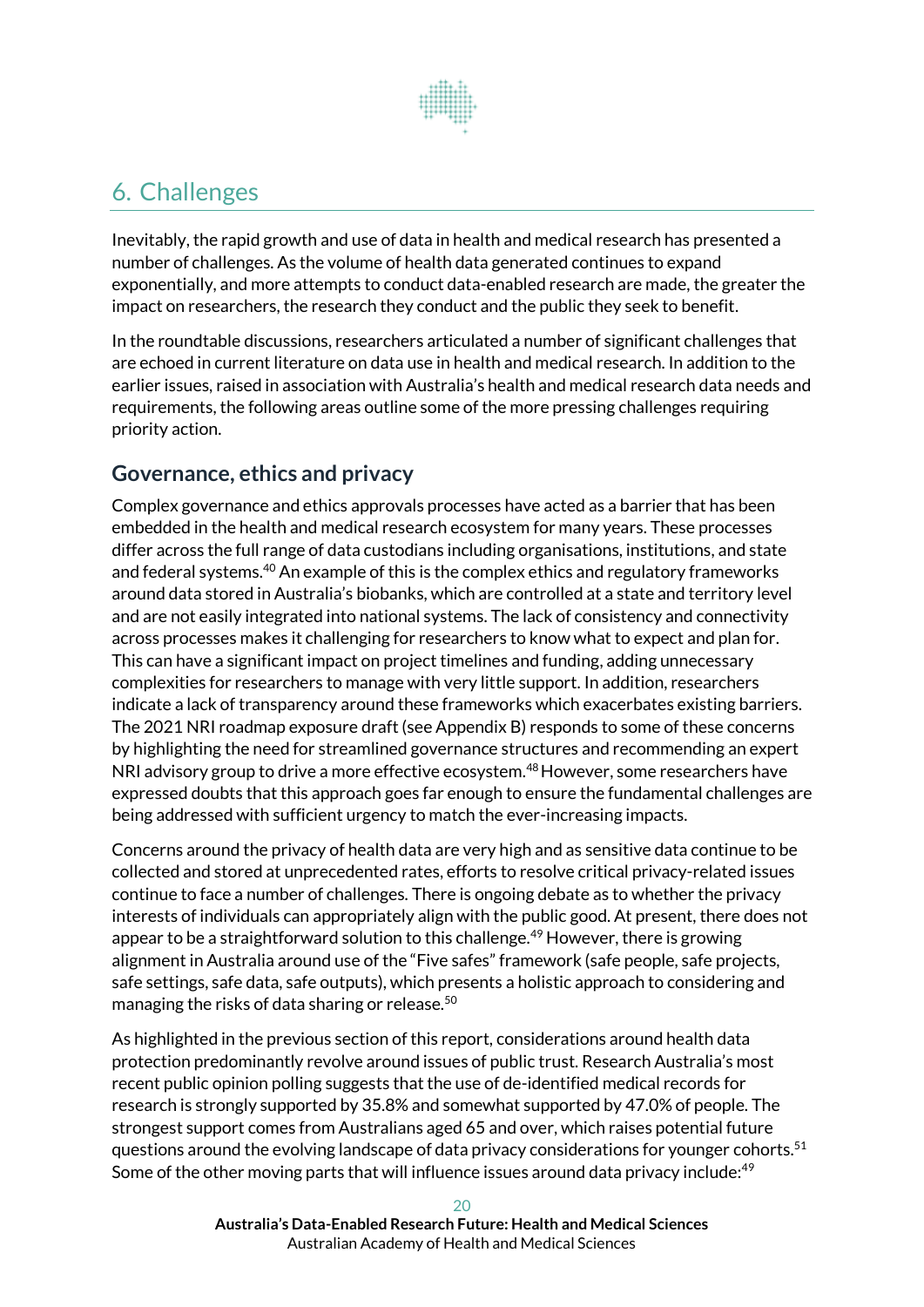## 6. Challenges

Inevitably, the rapid growth and use of data in health and medical research has presented a number of challenges. As the volume of health data generated continues to expand exponentially, and more attempts to conduct data-enabled research are made, the greater the impact on researchers, the research they conduct and the public they seek to benefit.

In the roundtable discussions, researchers articulated a number of significant challenges that are echoed in current literature on data use in health and medical research. In addition to the earlier issues, raised in association with Australia's health and medical research data needs and requirements, the following areas outline some of the more pressing challenges requiring priority action.

### Governance, ethics and privacy

Complex governance and ethics approvals processes have acted as a barrier that has been embedded in the health and medical research ecosystem for many years. These processes differ across the full range of data custodians including organisations, institutions, and state and federal systems.[40] An example of this is the complex ethics and regulatory frameworks around data stored in Australia's biobanks, which are controlled at a state and territory level and are not easily integrated into national systems. The lack of consistency and connectivity across processes makes it challenging for researchers to know what to expect and plan for. This can have a significant impact on project timelines and funding, adding unnecessary complexities for researchers to manage with very little support. In addition, researchers indicate a lack of transparency around these frameworks which exacerbates existing barriers. The 2021 NRI roadmap exposure draft (see Appendix B) responds to some of these concerns by highlighting the need for streamlined governance structures and recommending an expert NRI advisory group to drive a more effective ecosystem.[48] However, some researchers have expressed doubts that this approach goes far enough to ensure the fundamental challenges are being addressed with sufficient urgency to match the ever-increasing impacts.

Concerns around the privacy of health data are very high and as sensitive data continue to be collected and stored at unprecedented rates, efforts to resolve critical privacy-related issues continue to face a number of challenges. There is ongoing debate as to whether the privacy interests of individuals can appropriately align with the public good. At present, there does not appear to be a straightforward solution to this challenge.[49] However, there is growing alignment in Australia around use of the "Five safes" framework (safe people, safe projects, safe settings, safe data, safe outputs), which presents a holistic approach to considering and managing the risks of data sharing or release.[50]

As highlighted in the previous section of this report, considerations around health data protection predominantly revolve around issues of public trust. Research Australia's most recent public opinion polling suggests that the use of de-identified medical records for research is strongly supported by 35.8% and somewhat supported by 47.0% of people. The strongest support comes from Australians aged 65 and over, which raises potential future questions around the evolving landscape of data privacy considerations for younger cohorts.[51] Some of the other moving parts that will influence issues around data privacy include:[49]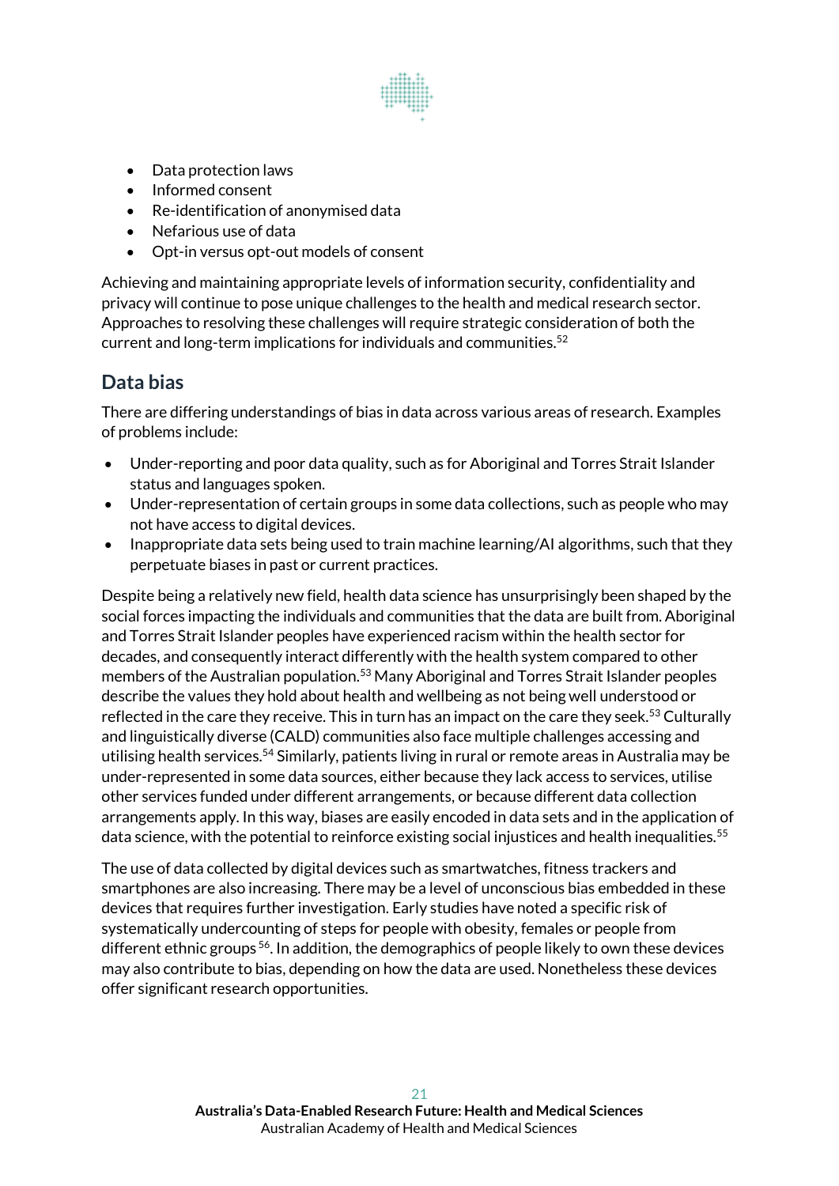- Data protection laws
- Informed consent
- Re-identification of anonymised data
- Nefarious use of data
- Opt-in versus opt-out models of consent

Achieving and maintaining appropriate levels of information security, confidentiality and privacy will continue to pose unique challenges to the health and medical research sector. Approaches to resolving these challenges will require strategic consideration of both the current and long-term implications for individuals and communities.[52]

## Data bias

There are differing understandings of bias in data across various areas of research. Examples of problems include:

- Under-reporting and poor data quality, such as for Aboriginal and Torres Strait Islander status and languages spoken.
- Under-representation of certain groups in some data collections, such as people who may not have access to digital devices.
- Inappropriate data sets being used to train machine learning/AI algorithms, such that they perpetuate biases in past or current practices.

Despite being a relatively new field, health data science has unsurprisingly been shaped by the social forces impacting the individuals and communities that the data are built from. Aboriginal and Torres Strait Islander peoples have experienced racism within the health sector for decades, and consequently interact differently with the health system compared to other members of the Australian population.[53] Many Aboriginal and Torres Strait Islander peoples describe the values they hold about health and wellbeing as not being well understood or reflected in the care they receive. This in turn has an impact on the care they seek.[53] Culturally and linguistically diverse (CALD) communities also face multiple challenges accessing and utilising health services.[54] Similarly, patients living in rural or remote areas in Australia may be under-represented in some data sources, either because they lack access to services, utilise other services funded under different arrangements, or because different data collection arrangements apply. In this way, biases are easily encoded in data sets and in the application of data science, with the potential to reinforce existing social injustices and health inequalities.[55]

The use of data collected by digital devices such as smartwatches, fitness trackers and smartphones are also increasing. There may be a level of unconscious bias embedded in these devices that requires further investigation. Early studies have noted a specific risk of systematically undercounting of steps for people with obesity, females or people from different ethnic groups[56]. In addition, the demographics of people likely to own these devices may also contribute to bias, depending on how the data are used. Nonetheless these devices offer significant research opportunities.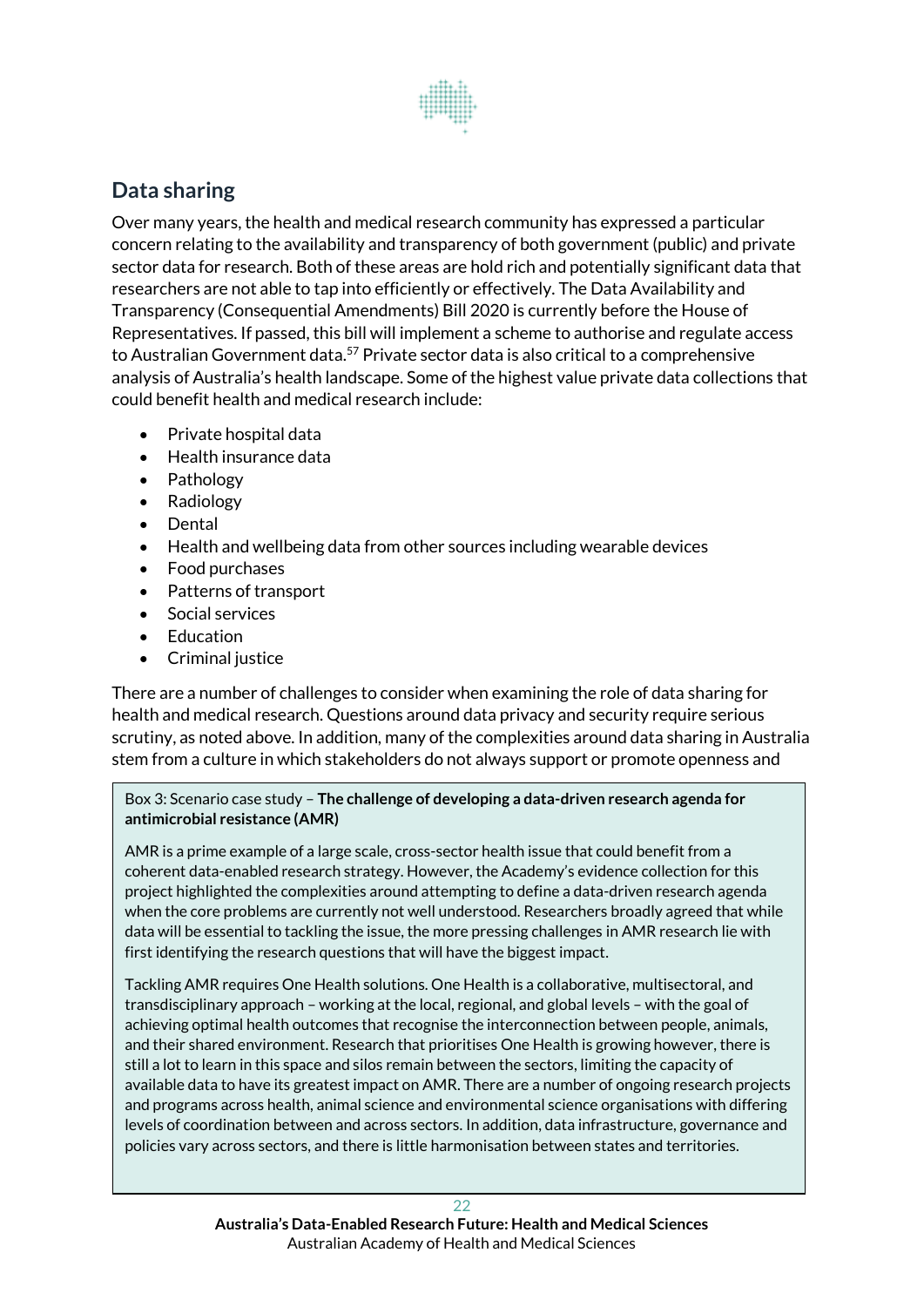## Data sharing

Over many years, the health and medical research community has expressed a particular concern relating to the availability and transparency of both government (public) and private sector data for research. Both of these areas are hold rich and potentially significant data that researchers are not able to tap into efficiently or effectively. The Data Availability and Transparency (Consequential Amendments) Bill 2020 is currently before the House of Representatives. If passed, this bill will implement a scheme to authorise and regulate access to Australian Government data.[57] Private sector data is also critical to a comprehensive analysis of Australia's health landscape. Some of the highest value private data collections that could benefit health and medical research include:

- Private hospital data
- Health insurance data
- Pathology
- Radiology
- Dental
- Health and wellbeing data from other sources including wearable devices
- Food purchases
- Patterns of transport
- Social services
- Education
- Criminal justice

There are a number of challenges to consider when examining the role of data sharing for health and medical research. Questions around data privacy and security require serious scrutiny, as noted above. In addition, many of the complexities around data sharing in Australia stem from a culture in which stakeholders do not always support or promote openness and

> Box 3: Scenario case study – **The challenge of developing a data-driven research agenda for antimicrobial resistance (AMR)**
>
> AMR is a prime example of a large scale, cross-sector health issue that could benefit from a coherent data-enabled research strategy. However, the Academy's evidence collection for this project highlighted the complexities around attempting to define a data-driven research agenda when the core problems are currently not well understood. Researchers broadly agreed that while data will be essential to tackling the issue, the more pressing challenges in AMR research lie with first identifying the research questions that will have the biggest impact.
>
> Tackling AMR requires One Health solutions. One Health is a collaborative, multisectoral, and transdisciplinary approach – working at the local, regional, and global levels – with the goal of achieving optimal health outcomes that recognise the interconnection between people, animals, and their shared environment. Research that prioritises One Health is growing however, there is still a lot to learn in this space and silos remain between the sectors, limiting the capacity of available data to have its greatest impact on AMR. There are a number of ongoing research projects and programs across health, animal science and environmental science organisations with differing levels of coordination between and across sectors. In addition, data infrastructure, governance and policies vary across sectors, and there is little harmonisation between states and territories.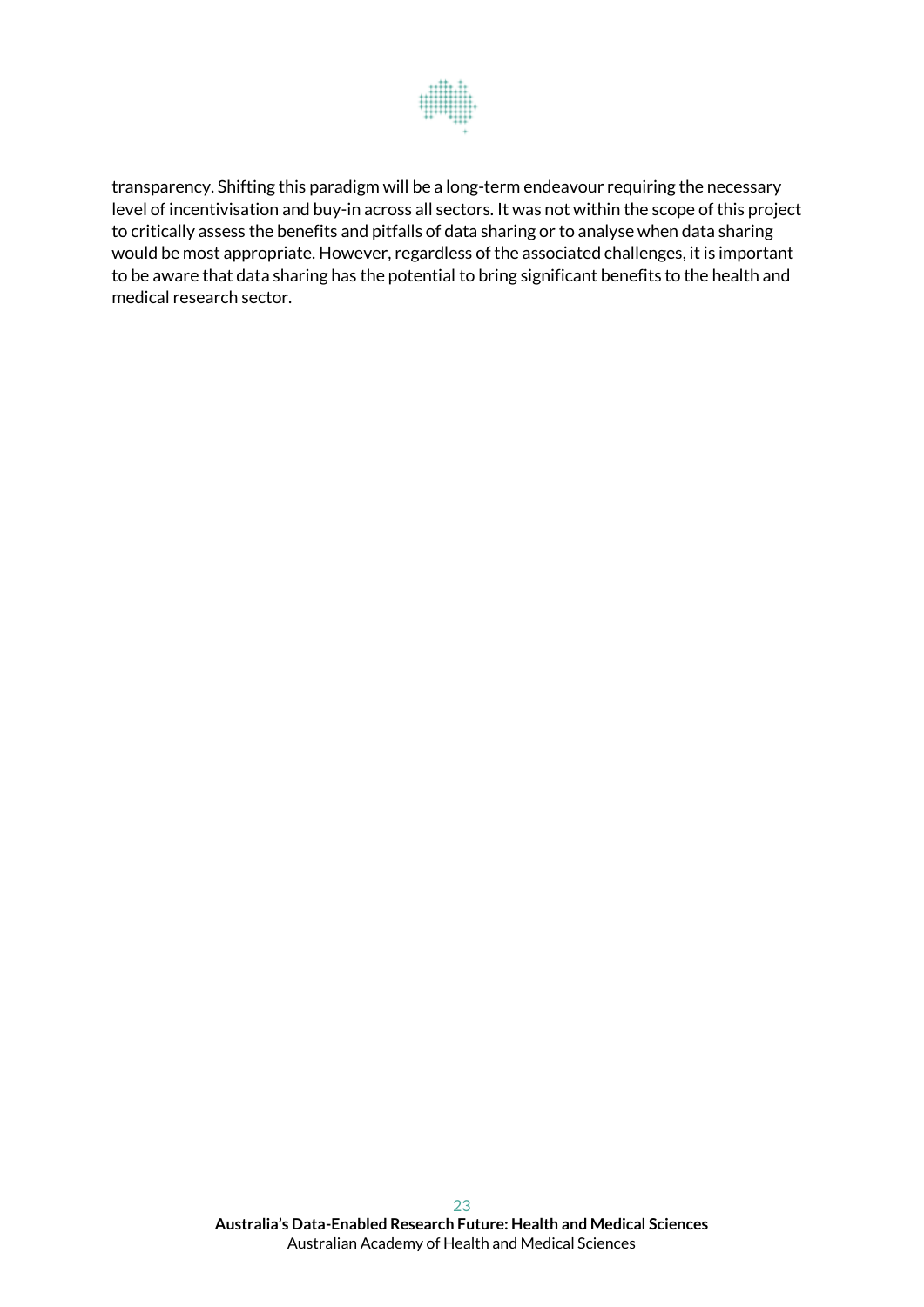transparency. Shifting this paradigm will be a long-term endeavour requiring the necessary level of incentivisation and buy-in across all sectors. It was not within the scope of this project to critically assess the benefits and pitfalls of data sharing or to analyse when data sharing would be most appropriate. However, regardless of the associated challenges, it is important to be aware that data sharing has the potential to bring significant benefits to the health and medical research sector.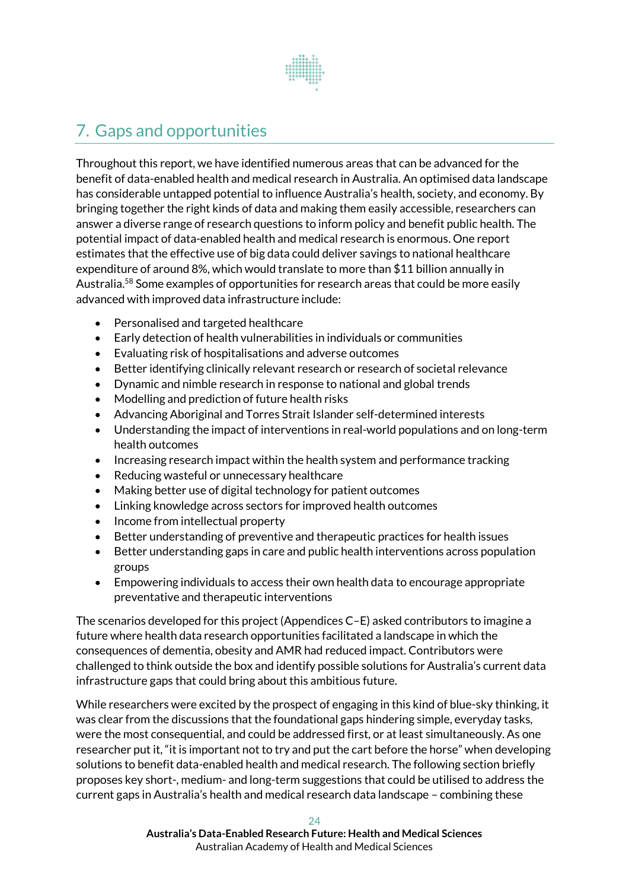## 7. Gaps and opportunities

Throughout this report, we have identified numerous areas that can be advanced for the benefit of data-enabled health and medical research in Australia. An optimised data landscape has considerable untapped potential to influence Australia's health, society, and economy. By bringing together the right kinds of data and making them easily accessible, researchers can answer a diverse range of research questions to inform policy and benefit public health. The potential impact of data-enabled health and medical research is enormous. One report estimates that the effective use of big data could deliver savings to national healthcare expenditure of around 8%, which would translate to more than $11 billion annually in Australia.[58] Some examples of opportunities for research areas that could be more easily advanced with improved data infrastructure include:

- Personalised and targeted healthcare
- Early detection of health vulnerabilities in individuals or communities
- Evaluating risk of hospitalisations and adverse outcomes
- Better identifying clinically relevant research or research of societal relevance
- Dynamic and nimble research in response to national and global trends
- Modelling and prediction of future health risks
- Advancing Aboriginal and Torres Strait Islander self-determined interests
- Understanding the impact of interventions in real-world populations and on long-term health outcomes
- Increasing research impact within the health system and performance tracking
- Reducing wasteful or unnecessary healthcare
- Making better use of digital technology for patient outcomes
- Linking knowledge across sectors for improved health outcomes
- Income from intellectual property
- Better understanding of preventive and therapeutic practices for health issues
- Better understanding gaps in care and public health interventions across population groups
- Empowering individuals to access their own health data to encourage appropriate preventative and therapeutic interventions

The scenarios developed for this project (Appendices C–E) asked contributors to imagine a future where health data research opportunities facilitated a landscape in which the consequences of dementia, obesity and AMR had reduced impact. Contributors were challenged to think outside the box and identify possible solutions for Australia's current data infrastructure gaps that could bring about this ambitious future.

While researchers were excited by the prospect of engaging in this kind of blue-sky thinking, it was clear from the discussions that the foundational gaps hindering simple, everyday tasks, were the most consequential, and could be addressed first, or at least simultaneously. As one researcher put it, "it is important not to try and put the cart before the horse" when developing solutions to benefit data-enabled health and medical research. The following section briefly proposes key short-, medium- and long-term suggestions that could be utilised to address the current gaps in Australia's health and medical research data landscape – combining these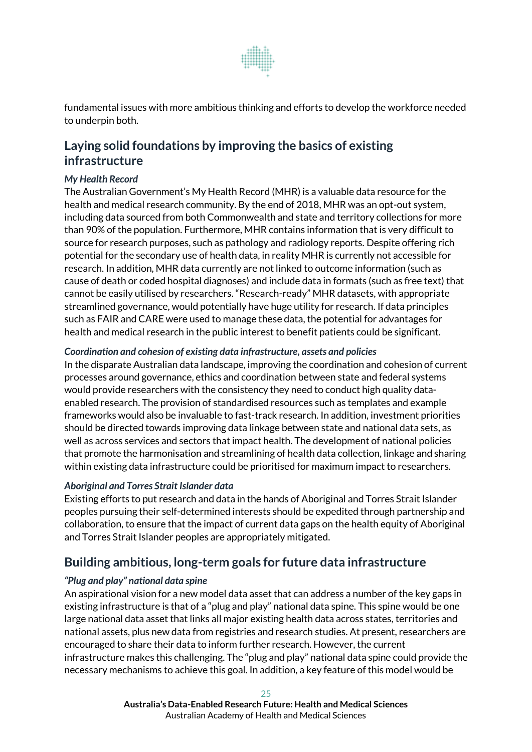fundamental issues with more ambitious thinking and efforts to develop the workforce needed to underpin both.

## Laying solid foundations by improving the basics of existing infrastructure

***My Health Record***

The Australian Government's My Health Record (MHR) is a valuable data resource for the health and medical research community. By the end of 2018, MHR was an opt-out system, including data sourced from both Commonwealth and state and territory collections for more than 90% of the population. Furthermore, MHR contains information that is very difficult to source for research purposes, such as pathology and radiology reports. Despite offering rich potential for the secondary use of health data, in reality MHR is currently not accessible for research. In addition, MHR data currently are not linked to outcome information (such as cause of death or coded hospital diagnoses) and include data in formats (such as free text) that cannot be easily utilised by researchers. "Research-ready" MHR datasets, with appropriate streamlined governance, would potentially have huge utility for research. If data principles such as FAIR and CARE were used to manage these data, the potential for advantages for health and medical research in the public interest to benefit patients could be significant.

***Coordination and cohesion of existing data infrastructure, assets and policies***

In the disparate Australian data landscape, improving the coordination and cohesion of current processes around governance, ethics and coordination between state and federal systems would provide researchers with the consistency they need to conduct high quality data-enabled research. The provision of standardised resources such as templates and example frameworks would also be invaluable to fast-track research. In addition, investment priorities should be directed towards improving data linkage between state and national data sets, as well as across services and sectors that impact health. The development of national policies that promote the harmonisation and streamlining of health data collection, linkage and sharing within existing data infrastructure could be prioritised for maximum impact to researchers.

***Aboriginal and Torres Strait Islander data***

Existing efforts to put research and data in the hands of Aboriginal and Torres Strait Islander peoples pursuing their self-determined interests should be expedited through partnership and collaboration, to ensure that the impact of current data gaps on the health equity of Aboriginal and Torres Strait Islander peoples are appropriately mitigated.

## Building ambitious, long-term goals for future data infrastructure

***"Plug and play" national data spine***

An aspirational vision for a new model data asset that can address a number of the key gaps in existing infrastructure is that of a "plug and play" national data spine. This spine would be one large national data asset that links all major existing health data across states, territories and national assets, plus new data from registries and research studies. At present, researchers are encouraged to share their data to inform further research. However, the current infrastructure makes this challenging. The "plug and play" national data spine could provide the necessary mechanisms to achieve this goal. In addition, a key feature of this model would be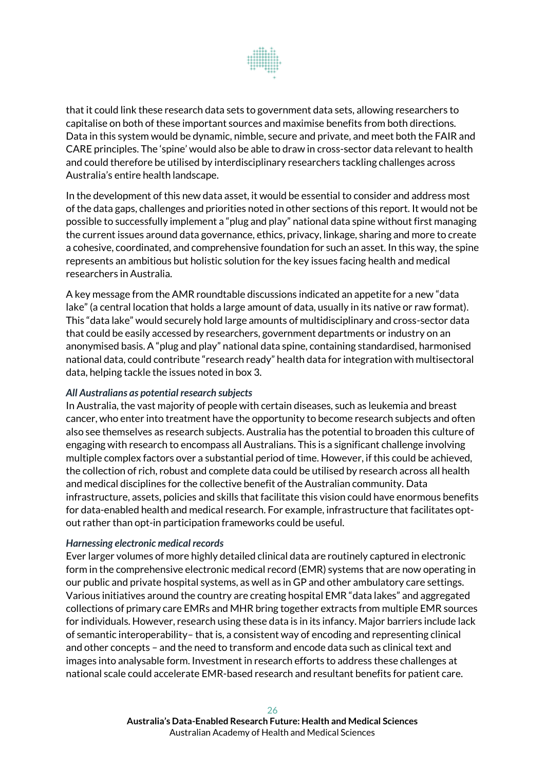that it could link these research data sets to government data sets, allowing researchers to capitalise on both of these important sources and maximise benefits from both directions. Data in this system would be dynamic, nimble, secure and private, and meet both the FAIR and CARE principles. The 'spine' would also be able to draw in cross-sector data relevant to health and could therefore be utilised by interdisciplinary researchers tackling challenges across Australia's entire health landscape.

In the development of this new data asset, it would be essential to consider and address most of the data gaps, challenges and priorities noted in other sections of this report. It would not be possible to successfully implement a "plug and play" national data spine without first managing the current issues around data governance, ethics, privacy, linkage, sharing and more to create a cohesive, coordinated, and comprehensive foundation for such an asset. In this way, the spine represents an ambitious but holistic solution for the key issues facing health and medical researchers in Australia.

A key message from the AMR roundtable discussions indicated an appetite for a new "data lake" (a central location that holds a large amount of data, usually in its native or raw format). This "data lake" would securely hold large amounts of multidisciplinary and cross-sector data that could be easily accessed by researchers, government departments or industry on an anonymised basis. A "plug and play" national data spine, containing standardised, harmonised national data, could contribute "research ready" health data for integration with multisectoral data, helping tackle the issues noted in box 3.

***All Australians as potential research subjects***

In Australia, the vast majority of people with certain diseases, such as leukemia and breast cancer, who enter into treatment have the opportunity to become research subjects and often also see themselves as research subjects. Australia has the potential to broaden this culture of engaging with research to encompass all Australians. This is a significant challenge involving multiple complex factors over a substantial period of time. However, if this could be achieved, the collection of rich, robust and complete data could be utilised by research across all health and medical disciplines for the collective benefit of the Australian community. Data infrastructure, assets, policies and skills that facilitate this vision could have enormous benefits for data-enabled health and medical research. For example, infrastructure that facilitates opt-out rather than opt-in participation frameworks could be useful.

***Harnessing electronic medical records***

Ever larger volumes of more highly detailed clinical data are routinely captured in electronic form in the comprehensive electronic medical record (EMR) systems that are now operating in our public and private hospital systems, as well as in GP and other ambulatory care settings. Various initiatives around the country are creating hospital EMR "data lakes" and aggregated collections of primary care EMRs and MHR bring together extracts from multiple EMR sources for individuals. However, research using these data is in its infancy. Major barriers include lack of semantic interoperability– that is, a consistent way of encoding and representing clinical and other concepts – and the need to transform and encode data such as clinical text and images into analysable form. Investment in research efforts to address these challenges at national scale could accelerate EMR-based research and resultant benefits for patient care.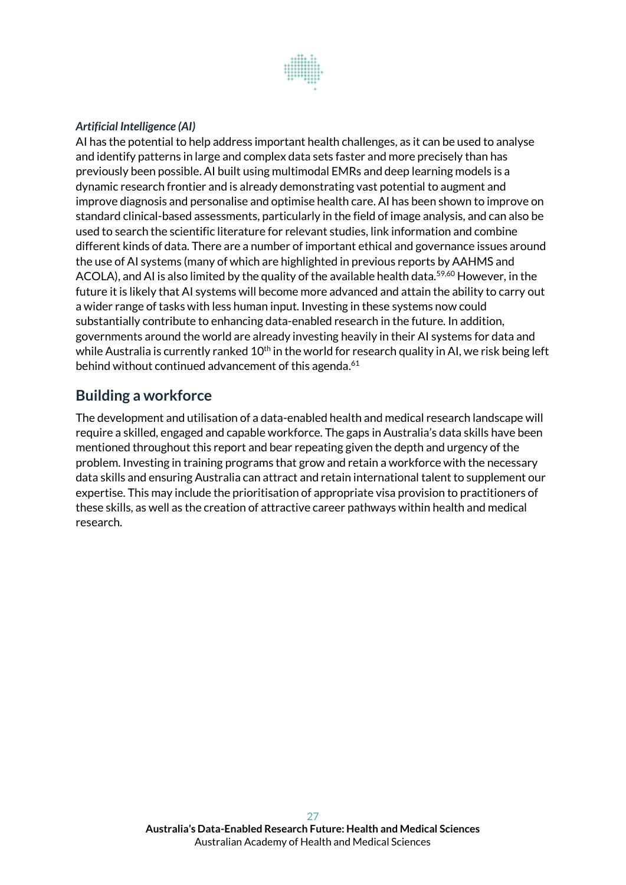*Artificial Intelligence (AI)*

AI has the potential to help address important health challenges, as it can be used to analyse and identify patterns in large and complex data sets faster and more precisely than has previously been possible. AI built using multimodal EMRs and deep learning models is a dynamic research frontier and is already demonstrating vast potential to augment and improve diagnosis and personalise and optimise health care. AI has been shown to improve on standard clinical-based assessments, particularly in the field of image analysis, and can also be used to search the scientific literature for relevant studies, link information and combine different kinds of data. There are a number of important ethical and governance issues around the use of AI systems (many of which are highlighted in previous reports by AAHMS and ACOLA), and AI is also limited by the quality of the available health data.[59,60] However, in the future it is likely that AI systems will become more advanced and attain the ability to carry out a wider range of tasks with less human input. Investing in these systems now could substantially contribute to enhancing data-enabled research in the future. In addition, governments around the world are already investing heavily in their AI systems for data and while Australia is currently ranked 10th in the world for research quality in AI, we risk being left behind without continued advancement of this agenda.[61]

## Building a workforce

The development and utilisation of a data-enabled health and medical research landscape will require a skilled, engaged and capable workforce. The gaps in Australia's data skills have been mentioned throughout this report and bear repeating given the depth and urgency of the problem. Investing in training programs that grow and retain a workforce with the necessary data skills and ensuring Australia can attract and retain international talent to supplement our expertise. This may include the prioritisation of appropriate visa provision to practitioners of these skills, as well as the creation of attractive career pathways within health and medical research.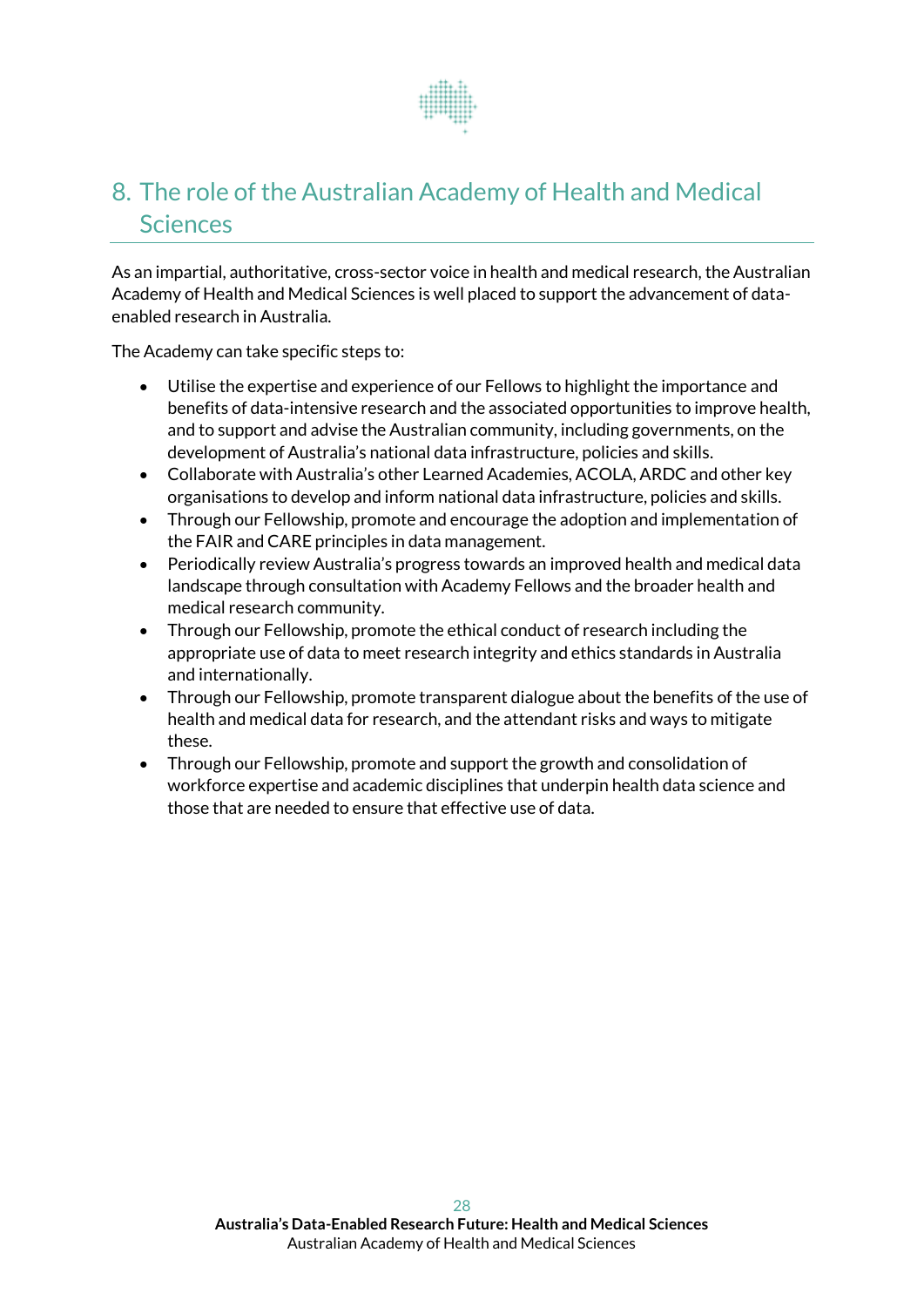# 8. The role of the Australian Academy of Health and Medical Sciences

As an impartial, authoritative, cross-sector voice in health and medical research, the Australian Academy of Health and Medical Sciences is well placed to support the advancement of data-enabled research in Australia.

The Academy can take specific steps to:

- Utilise the expertise and experience of our Fellows to highlight the importance and benefits of data-intensive research and the associated opportunities to improve health, and to support and advise the Australian community, including governments, on the development of Australia's national data infrastructure, policies and skills.
- Collaborate with Australia's other Learned Academies, ACOLA, ARDC and other key organisations to develop and inform national data infrastructure, policies and skills.
- Through our Fellowship, promote and encourage the adoption and implementation of the FAIR and CARE principles in data management.
- Periodically review Australia's progress towards an improved health and medical data landscape through consultation with Academy Fellows and the broader health and medical research community.
- Through our Fellowship, promote the ethical conduct of research including the appropriate use of data to meet research integrity and ethics standards in Australia and internationally.
- Through our Fellowship, promote transparent dialogue about the benefits of the use of health and medical data for research, and the attendant risks and ways to mitigate these.
- Through our Fellowship, promote and support the growth and consolidation of workforce expertise and academic disciplines that underpin health data science and those that are needed to ensure that effective use of data.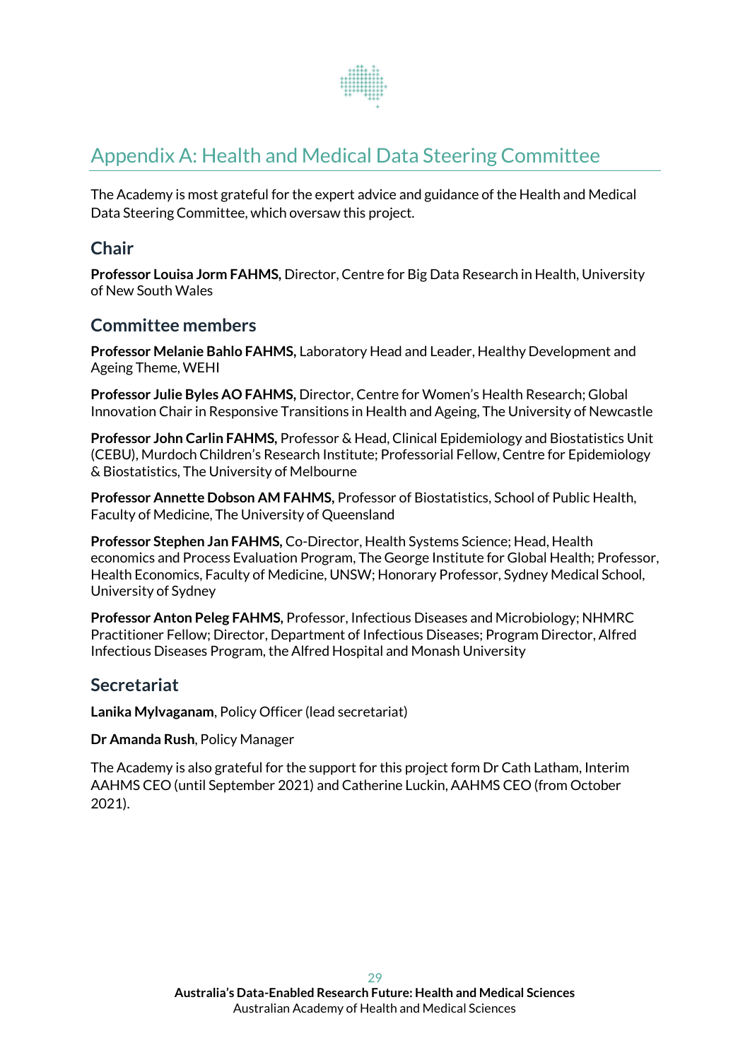# Appendix A: Health and Medical Data Steering Committee

The Academy is most grateful for the expert advice and guidance of the Health and Medical Data Steering Committee, which oversaw this project.

## Chair

**Professor Louisa Jorm FAHMS,** Director, Centre for Big Data Research in Health, University of New South Wales

## Committee members

**Professor Melanie Bahlo FAHMS,** Laboratory Head and Leader, Healthy Development and Ageing Theme, WEHI

**Professor Julie Byles AO FAHMS,** Director, Centre for Women's Health Research; Global Innovation Chair in Responsive Transitions in Health and Ageing, The University of Newcastle

**Professor John Carlin FAHMS,** Professor & Head, Clinical Epidemiology and Biostatistics Unit (CEBU), Murdoch Children's Research Institute; Professorial Fellow, Centre for Epidemiology & Biostatistics, The University of Melbourne

**Professor Annette Dobson AM FAHMS,** Professor of Biostatistics, School of Public Health, Faculty of Medicine, The University of Queensland

**Professor Stephen Jan FAHMS,** Co-Director, Health Systems Science; Head, Health economics and Process Evaluation Program, The George Institute for Global Health; Professor, Health Economics, Faculty of Medicine, UNSW; Honorary Professor, Sydney Medical School, University of Sydney

**Professor Anton Peleg FAHMS,** Professor, Infectious Diseases and Microbiology; NHMRC Practitioner Fellow; Director, Department of Infectious Diseases; Program Director, Alfred Infectious Diseases Program, the Alfred Hospital and Monash University

## Secretariat

**Lanika Mylvaganam**, Policy Officer (lead secretariat)

**Dr Amanda Rush**, Policy Manager

The Academy is also grateful for the support for this project form Dr Cath Latham, Interim AAHMS CEO (until September 2021) and Catherine Luckin, AAHMS CEO (from October 2021).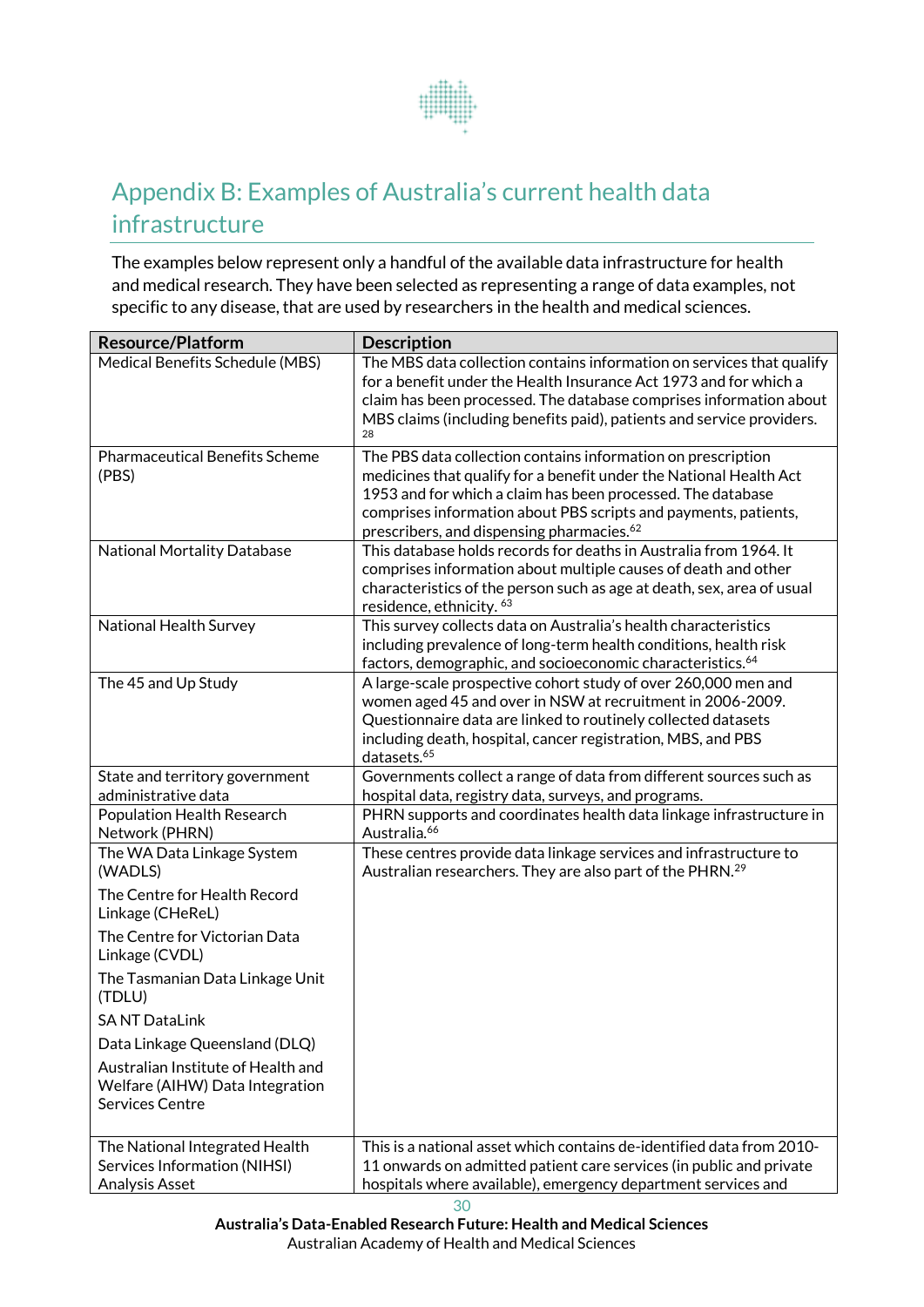# Appendix B: Examples of Australia's current health data infrastructure

The examples below represent only a handful of the available data infrastructure for health and medical research. They have been selected as representing a range of data examples, not specific to any disease, that are used by researchers in the health and medical sciences.

| Resource/Platform | Description |
|---|---|
| Medical Benefits Schedule (MBS) | The MBS data collection contains information on services that qualify for a benefit under the Health Insurance Act 1973 and for which a claim has been processed. The database comprises information about MBS claims (including benefits paid), patients and service providers. [28] |
| Pharmaceutical Benefits Scheme (PBS) | The PBS data collection contains information on prescription medicines that qualify for a benefit under the National Health Act 1953 and for which a claim has been processed. The database comprises information about PBS scripts and payments, patients, prescribers, and dispensing pharmacies.[62] |
| National Mortality Database | This database holds records for deaths in Australia from 1964. It comprises information about multiple causes of death and other characteristics of the person such as age at death, sex, area of usual residence, ethnicity. [63] |
| National Health Survey | This survey collects data on Australia's health characteristics including prevalence of long-term health conditions, health risk factors, demographic, and socioeconomic characteristics.[64] |
| The 45 and Up Study | A large-scale prospective cohort study of over 260,000 men and women aged 45 and over in NSW at recruitment in 2006-2009. Questionnaire data are linked to routinely collected datasets including death, hospital, cancer registration, MBS, and PBS datasets.[65] |
| State and territory government administrative data | Governments collect a range of data from different sources such as hospital data, registry data, surveys, and programs. |
| Population Health Research Network (PHRN) | PHRN supports and coordinates health data linkage infrastructure in Australia.[66] |
| The WA Data Linkage System (WADLS)<br>The Centre for Health Record Linkage (CHeReL)<br>The Centre for Victorian Data Linkage (CVDL)<br>The Tasmanian Data Linkage Unit (TDLU)<br>SA NT DataLink<br>Data Linkage Queensland (DLQ)<br>Australian Institute of Health and Welfare (AIHW) Data Integration Services Centre | These centres provide data linkage services and infrastructure to Australian researchers. They are also part of the PHRN.[29] |
| The National Integrated Health Services Information (NIHSI) Analysis Asset | This is a national asset which contains de-identified data from 2010-11 onwards on admitted patient care services (in public and private hospitals where available), emergency department services and |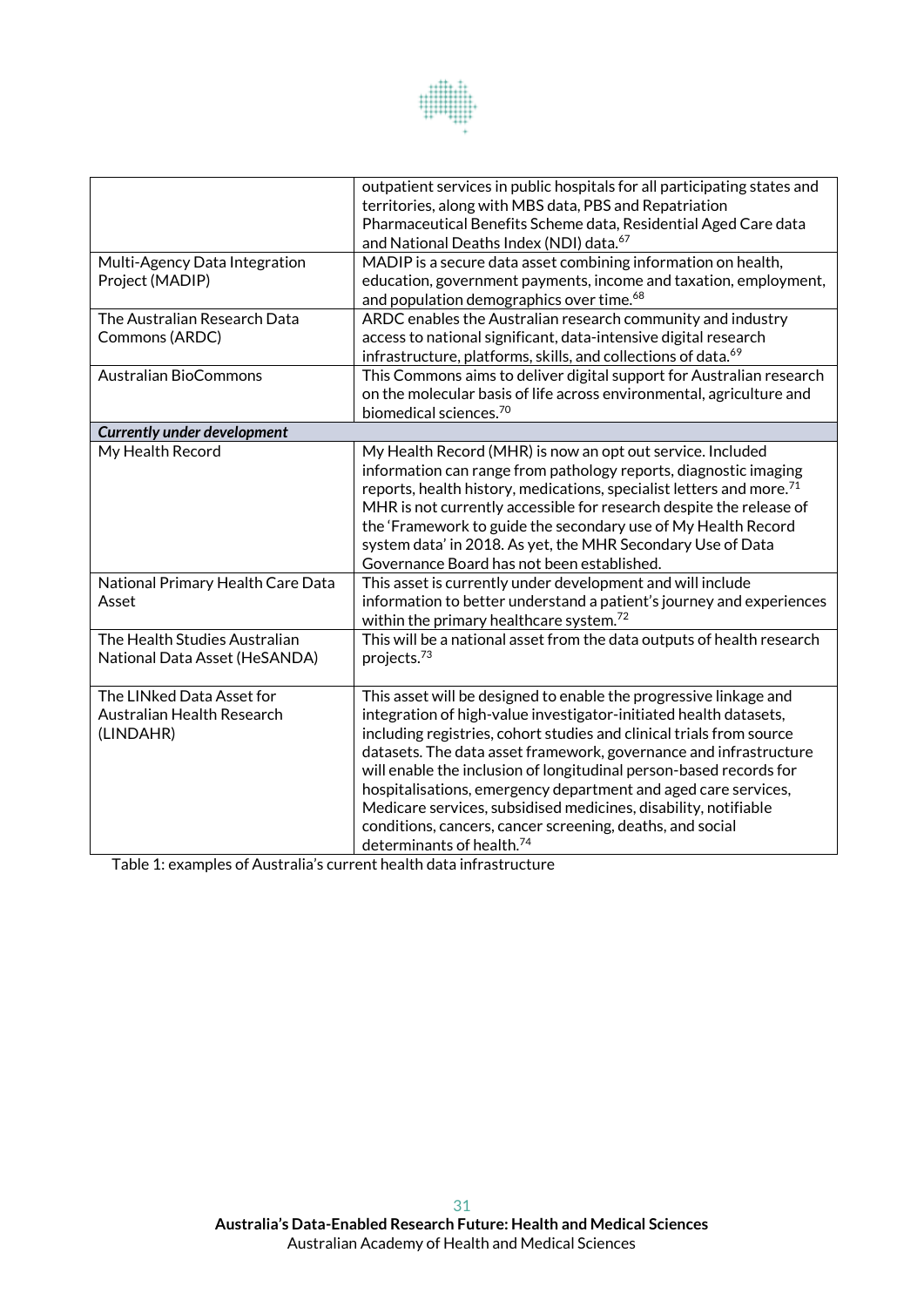| | |
|---|---|
| | outpatient services in public hospitals for all participating states and territories, along with MBS data, PBS and Repatriation Pharmaceutical Benefits Scheme data, Residential Aged Care data and National Deaths Index (NDI) data.[67] |
| Multi-Agency Data Integration Project (MADIP) | MADIP is a secure data asset combining information on health, education, government payments, income and taxation, employment, and population demographics over time.[68] |
| The Australian Research Data Commons (ARDC) | ARDC enables the Australian research community and industry access to national significant, data-intensive digital research infrastructure, platforms, skills, and collections of data.[69] |
| Australian BioCommons | This Commons aims to deliver digital support for Australian research on the molecular basis of life across environmental, agriculture and biomedical sciences.[70] |
| ***Currently under development*** | |
| My Health Record | My Health Record (MHR) is now an opt out service. Included information can range from pathology reports, diagnostic imaging reports, health history, medications, specialist letters and more.[71] MHR is not currently accessible for research despite the release of the 'Framework to guide the secondary use of My Health Record system data' in 2018. As yet, the MHR Secondary Use of Data Governance Board has not been established. |
| National Primary Health Care Data Asset | This asset is currently under development and will include information to better understand a patient's journey and experiences within the primary healthcare system.[72] |
| The Health Studies Australian National Data Asset (HeSANDA) | This will be a national asset from the data outputs of health research projects.[73] |
| The LINked Data Asset for Australian Health Research (LINDAHR) | This asset will be designed to enable the progressive linkage and integration of high-value investigator-initiated health datasets, including registries, cohort studies and clinical trials from source datasets. The data asset framework, governance and infrastructure will enable the inclusion of longitudinal person-based records for hospitalisations, emergency department and aged care services, Medicare services, subsidised medicines, disability, notifiable conditions, cancers, cancer screening, deaths, and social determinants of health.[74] |

Table 1: examples of Australia's current health data infrastructure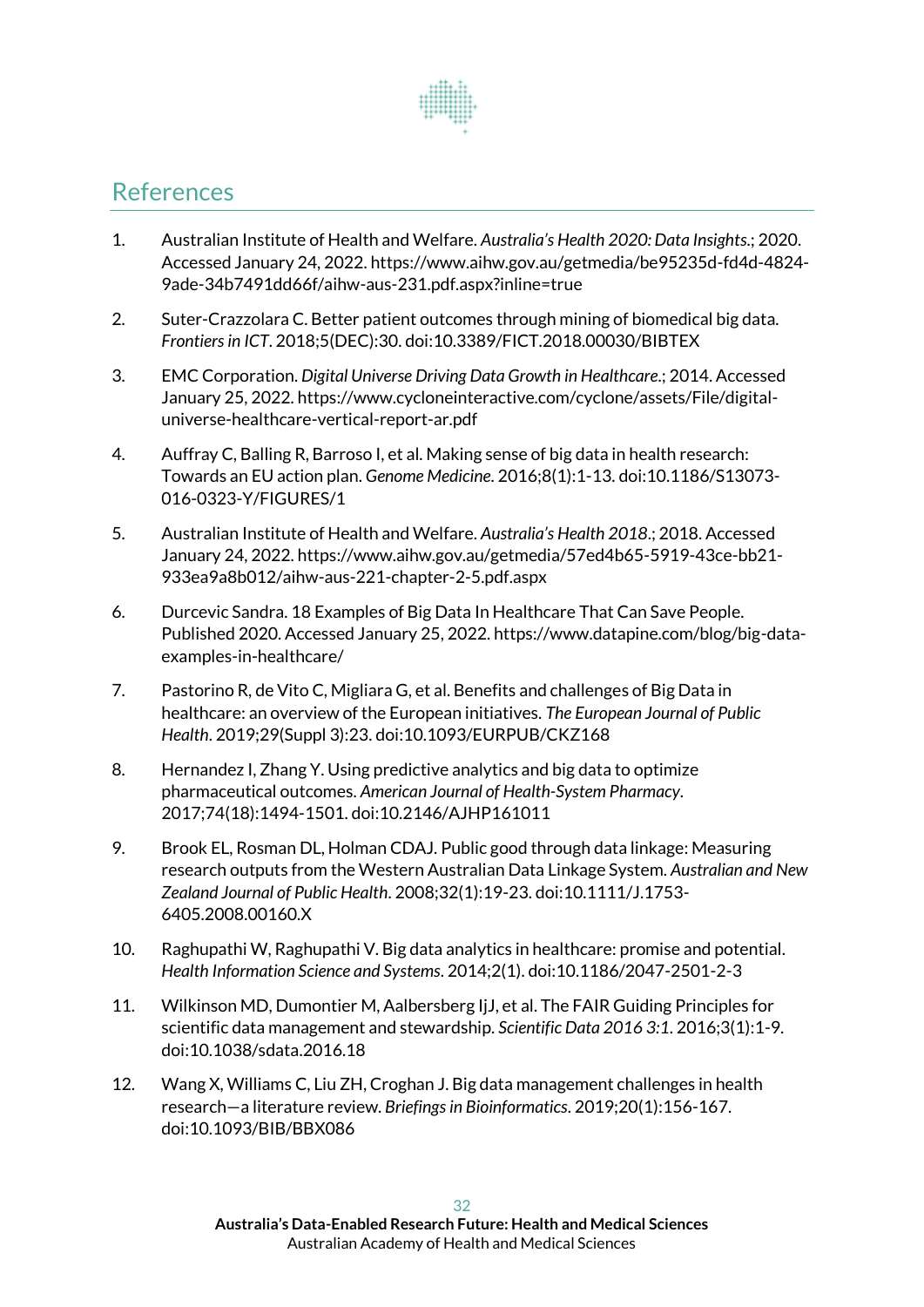## References

1. Australian Institute of Health and Welfare. *Australia's Health 2020: Data Insights*.; 2020. Accessed January 24, 2022. https://www.aihw.gov.au/getmedia/be95235d-fd4d-4824-9ade-34b7491dd66f/aihw-aus-231.pdf.aspx?inline=true
2. Suter-Crazzolara C. Better patient outcomes through mining of biomedical big data. *Frontiers in ICT*. 2018;5(DEC):30. doi:10.3389/FICT.2018.00030/BIBTEX
3. EMC Corporation. *Digital Universe Driving Data Growth in Healthcare*.; 2014. Accessed January 25, 2022. https://www.cycloneinteractive.com/cyclone/assets/File/digital-universe-healthcare-vertical-report-ar.pdf
4. Auffray C, Balling R, Barroso I, et al. Making sense of big data in health research: Towards an EU action plan. *Genome Medicine*. 2016;8(1):1-13. doi:10.1186/S13073-016-0323-Y/FIGURES/1
5. Australian Institute of Health and Welfare. *Australia's Health 2018*.; 2018. Accessed January 24, 2022. https://www.aihw.gov.au/getmedia/57ed4b65-5919-43ce-bb21-933ea9a8b012/aihw-aus-221-chapter-2-5.pdf.aspx
6. Durcevic Sandra. 18 Examples of Big Data In Healthcare That Can Save People. Published 2020. Accessed January 25, 2022. https://www.datapine.com/blog/big-data-examples-in-healthcare/
7. Pastorino R, de Vito C, Migliara G, et al. Benefits and challenges of Big Data in healthcare: an overview of the European initiatives. *The European Journal of Public Health*. 2019;29(Suppl 3):23. doi:10.1093/EURPUB/CKZ168
8. Hernandez I, Zhang Y. Using predictive analytics and big data to optimize pharmaceutical outcomes. *American Journal of Health-System Pharmacy*. 2017;74(18):1494-1501. doi:10.2146/AJHP161011
9. Brook EL, Rosman DL, Holman CDAJ. Public good through data linkage: Measuring research outputs from the Western Australian Data Linkage System. *Australian and New Zealand Journal of Public Health*. 2008;32(1):19-23. doi:10.1111/J.1753-6405.2008.00160.X
10. Raghupathi W, Raghupathi V. Big data analytics in healthcare: promise and potential. *Health Information Science and Systems*. 2014;2(1). doi:10.1186/2047-2501-2-3
11. Wilkinson MD, Dumontier M, Aalbersberg IjJ, et al. The FAIR Guiding Principles for scientific data management and stewardship. *Scientific Data 2016 3:1*. 2016;3(1):1-9. doi:10.1038/sdata.2016.18
12. Wang X, Williams C, Liu ZH, Croghan J. Big data management challenges in health research—a literature review. *Briefings in Bioinformatics*. 2019;20(1):156-167. doi:10.1093/BIB/BBX086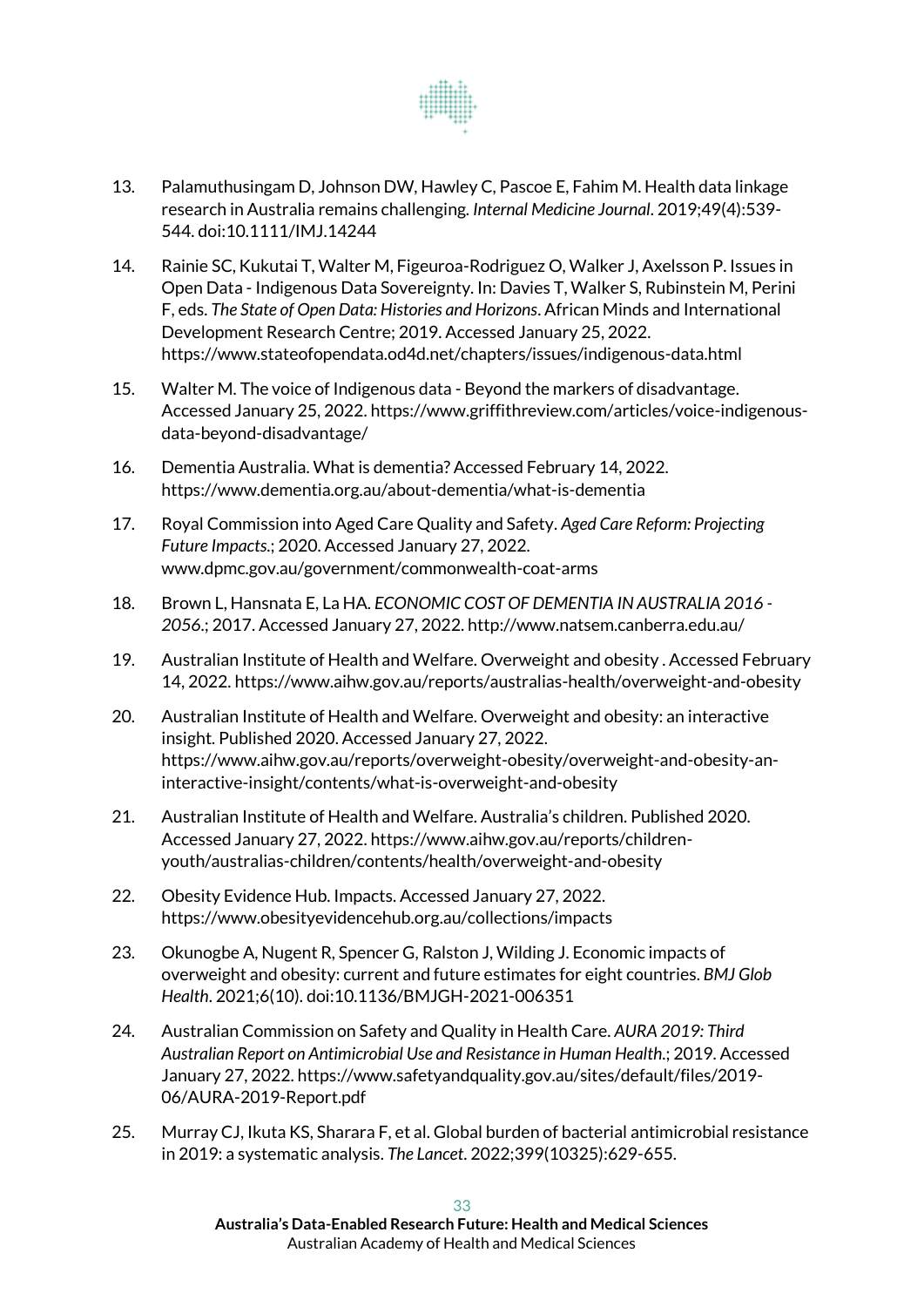13. Palamuthusingam D, Johnson DW, Hawley C, Pascoe E, Fahim M. Health data linkage research in Australia remains challenging. *Internal Medicine Journal*. 2019;49(4):539-544. doi:10.1111/IMJ.14244

14. Rainie SC, Kukutai T, Walter M, Figeuroa-Rodriguez O, Walker J, Axelsson P. Issues in Open Data - Indigenous Data Sovereignty. In: Davies T, Walker S, Rubinstein M, Perini F, eds. *The State of Open Data: Histories and Horizons*. African Minds and International Development Research Centre; 2019. Accessed January 25, 2022. https://www.stateofopendata.od4d.net/chapters/issues/indigenous-data.html

15. Walter M. The voice of Indigenous data - Beyond the markers of disadvantage. Accessed January 25, 2022. https://www.griffithreview.com/articles/voice-indigenous-data-beyond-disadvantage/

16. Dementia Australia. What is dementia? Accessed February 14, 2022. https://www.dementia.org.au/about-dementia/what-is-dementia

17. Royal Commission into Aged Care Quality and Safety. *Aged Care Reform: Projecting Future Impacts.*; 2020. Accessed January 27, 2022. www.dpmc.gov.au/government/commonwealth-coat-arms

18. Brown L, Hansnata E, La HA. *ECONOMIC COST OF DEMENTIA IN AUSTRALIA 2016 - 2056.*; 2017. Accessed January 27, 2022. http://www.natsem.canberra.edu.au/

19. Australian Institute of Health and Welfare. Overweight and obesity . Accessed February 14, 2022. https://www.aihw.gov.au/reports/australias-health/overweight-and-obesity

20. Australian Institute of Health and Welfare. Overweight and obesity: an interactive insight. Published 2020. Accessed January 27, 2022. https://www.aihw.gov.au/reports/overweight-obesity/overweight-and-obesity-an-interactive-insight/contents/what-is-overweight-and-obesity

21. Australian Institute of Health and Welfare. Australia's children. Published 2020. Accessed January 27, 2022. https://www.aihw.gov.au/reports/children-youth/australias-children/contents/health/overweight-and-obesity

22. Obesity Evidence Hub. Impacts. Accessed January 27, 2022. https://www.obesityevidencehub.org.au/collections/impacts

23. Okunogbe A, Nugent R, Spencer G, Ralston J, Wilding J. Economic impacts of overweight and obesity: current and future estimates for eight countries. *BMJ Glob Health*. 2021;6(10). doi:10.1136/BMJGH-2021-006351

24. Australian Commission on Safety and Quality in Health Care. *AURA 2019: Third Australian Report on Antimicrobial Use and Resistance in Human Health.*; 2019. Accessed January 27, 2022. https://www.safetyandquality.gov.au/sites/default/files/2019-06/AURA-2019-Report.pdf

25. Murray CJ, Ikuta KS, Sharara F, et al. Global burden of bacterial antimicrobial resistance in 2019: a systematic analysis. *The Lancet*. 2022;399(10325):629-655.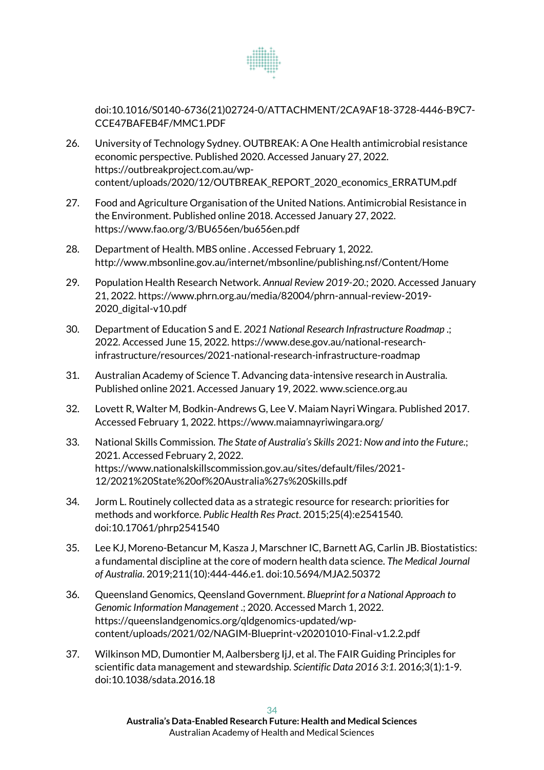doi:10.1016/S0140-6736(21)02724-0/ATTACHMENT/2CA9AF18-3728-4446-B9C7-CCE47BAFEB4F/MMC1.PDF

26. University of Technology Sydney. OUTBREAK: A One Health antimicrobial resistance economic perspective. Published 2020. Accessed January 27, 2022. https://outbreakproject.com.au/wp-content/uploads/2020/12/OUTBREAK_REPORT_2020_economics_ERRATUM.pdf

27. Food and Agriculture Organisation of the United Nations. Antimicrobial Resistance in the Environment. Published online 2018. Accessed January 27, 2022. https://www.fao.org/3/BU656en/bu656en.pdf

28. Department of Health. MBS online . Accessed February 1, 2022. http://www.mbsonline.gov.au/internet/mbsonline/publishing.nsf/Content/Home

29. Population Health Research Network. *Annual Review 2019-20*.; 2020. Accessed January 21, 2022. https://www.phrn.org.au/media/82004/phrn-annual-review-2019-2020_digital-v10.pdf

30. Department of Education S and E. *2021 National Research Infrastructure Roadmap* .; 2022. Accessed June 15, 2022. https://www.dese.gov.au/national-research-infrastructure/resources/2021-national-research-infrastructure-roadmap

31. Australian Academy of Science T. Advancing data-intensive research in Australia. Published online 2021. Accessed January 19, 2022. www.science.org.au

32. Lovett R, Walter M, Bodkin-Andrews G, Lee V. Maiam Nayri Wingara. Published 2017. Accessed February 1, 2022. https://www.maiamnayriwingara.org/

33. National Skills Commission. *The State of Australia's Skills 2021: Now and into the Future*.; 2021. Accessed February 2, 2022. https://www.nationalskillscommission.gov.au/sites/default/files/2021-12/2021%20State%20of%20Australia%27s%20Skills.pdf

34. Jorm L. Routinely collected data as a strategic resource for research: priorities for methods and workforce. *Public Health Res Pract*. 2015;25(4):e2541540. doi:10.17061/phrp2541540

35. Lee KJ, Moreno-Betancur M, Kasza J, Marschner IC, Barnett AG, Carlin JB. Biostatistics: a fundamental discipline at the core of modern health data science. *The Medical Journal of Australia*. 2019;211(10):444-446.e1. doi:10.5694/MJA2.50372

36. Queensland Genomics, Qeensland Government. *Blueprint for a National Approach to Genomic Information Management* .; 2020. Accessed March 1, 2022. https://queenslandgenomics.org/qldgenomics-updated/wp-content/uploads/2021/02/NAGIM-Blueprint-v20201010-Final-v1.2.2.pdf

37. Wilkinson MD, Dumontier M, Aalbersberg IjJ, et al. The FAIR Guiding Principles for scientific data management and stewardship. *Scientific Data 2016 3:1*. 2016;3(1):1-9. doi:10.1038/sdata.2016.18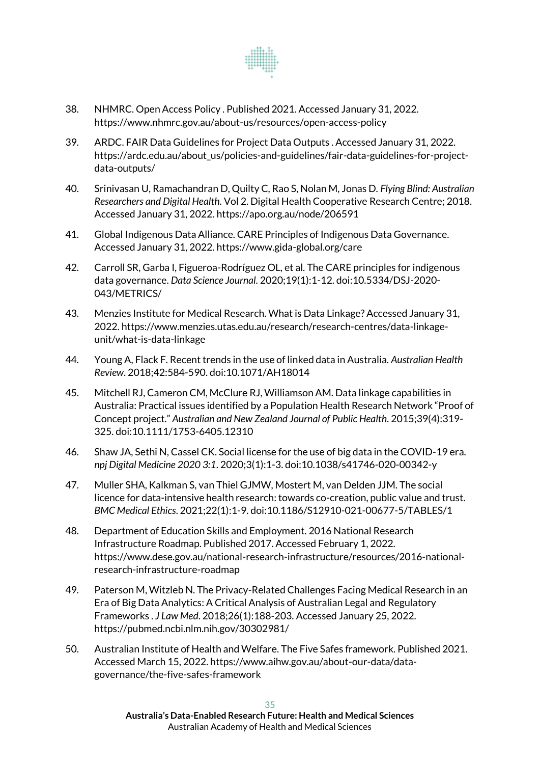38. NHMRC. Open Access Policy . Published 2021. Accessed January 31, 2022. https://www.nhmrc.gov.au/about-us/resources/open-access-policy

39. ARDC. FAIR Data Guidelines for Project Data Outputs . Accessed January 31, 2022. https://ardc.edu.au/about_us/policies-and-guidelines/fair-data-guidelines-for-project-data-outputs/

40. Srinivasan U, Ramachandran D, Quilty C, Rao S, Nolan M, Jonas D. *Flying Blind: Australian Researchers and Digital Health*. Vol 2. Digital Health Cooperative Research Centre; 2018. Accessed January 31, 2022. https://apo.org.au/node/206591

41. Global Indigenous Data Alliance. CARE Principles of Indigenous Data Governance. Accessed January 31, 2022. https://www.gida-global.org/care

42. Carroll SR, Garba I, Figueroa-Rodríguez OL, et al. The CARE principles for indigenous data governance. *Data Science Journal*. 2020;19(1):1-12. doi:10.5334/DSJ-2020-043/METRICS/

43. Menzies Institute for Medical Research. What is Data Linkage? Accessed January 31, 2022. https://www.menzies.utas.edu.au/research/research-centres/data-linkage-unit/what-is-data-linkage

44. Young A, Flack F. Recent trends in the use of linked data in Australia. *Australian Health Review*. 2018;42:584-590. doi:10.1071/AH18014

45. Mitchell RJ, Cameron CM, McClure RJ, Williamson AM. Data linkage capabilities in Australia: Practical issues identified by a Population Health Research Network "Proof of Concept project." *Australian and New Zealand Journal of Public Health*. 2015;39(4):319-325. doi:10.1111/1753-6405.12310

46. Shaw JA, Sethi N, Cassel CK. Social license for the use of big data in the COVID-19 era. *npj Digital Medicine 2020 3:1*. 2020;3(1):1-3. doi:10.1038/s41746-020-00342-y

47. Muller SHA, Kalkman S, van Thiel GJMW, Mostert M, van Delden JJM. The social licence for data-intensive health research: towards co-creation, public value and trust. *BMC Medical Ethics*. 2021;22(1):1-9. doi:10.1186/S12910-021-00677-5/TABLES/1

48. Department of Education Skills and Employment. 2016 National Research Infrastructure Roadmap. Published 2017. Accessed February 1, 2022. https://www.dese.gov.au/national-research-infrastructure/resources/2016-national-research-infrastructure-roadmap

49. Paterson M, Witzleb N. The Privacy-Related Challenges Facing Medical Research in an Era of Big Data Analytics: A Critical Analysis of Australian Legal and Regulatory Frameworks . *J Law Med*. 2018;26(1):188-203. Accessed January 25, 2022. https://pubmed.ncbi.nlm.nih.gov/30302981/

50. Australian Institute of Health and Welfare. The Five Safes framework. Published 2021. Accessed March 15, 2022. https://www.aihw.gov.au/about-our-data/data-governance/the-five-safes-framework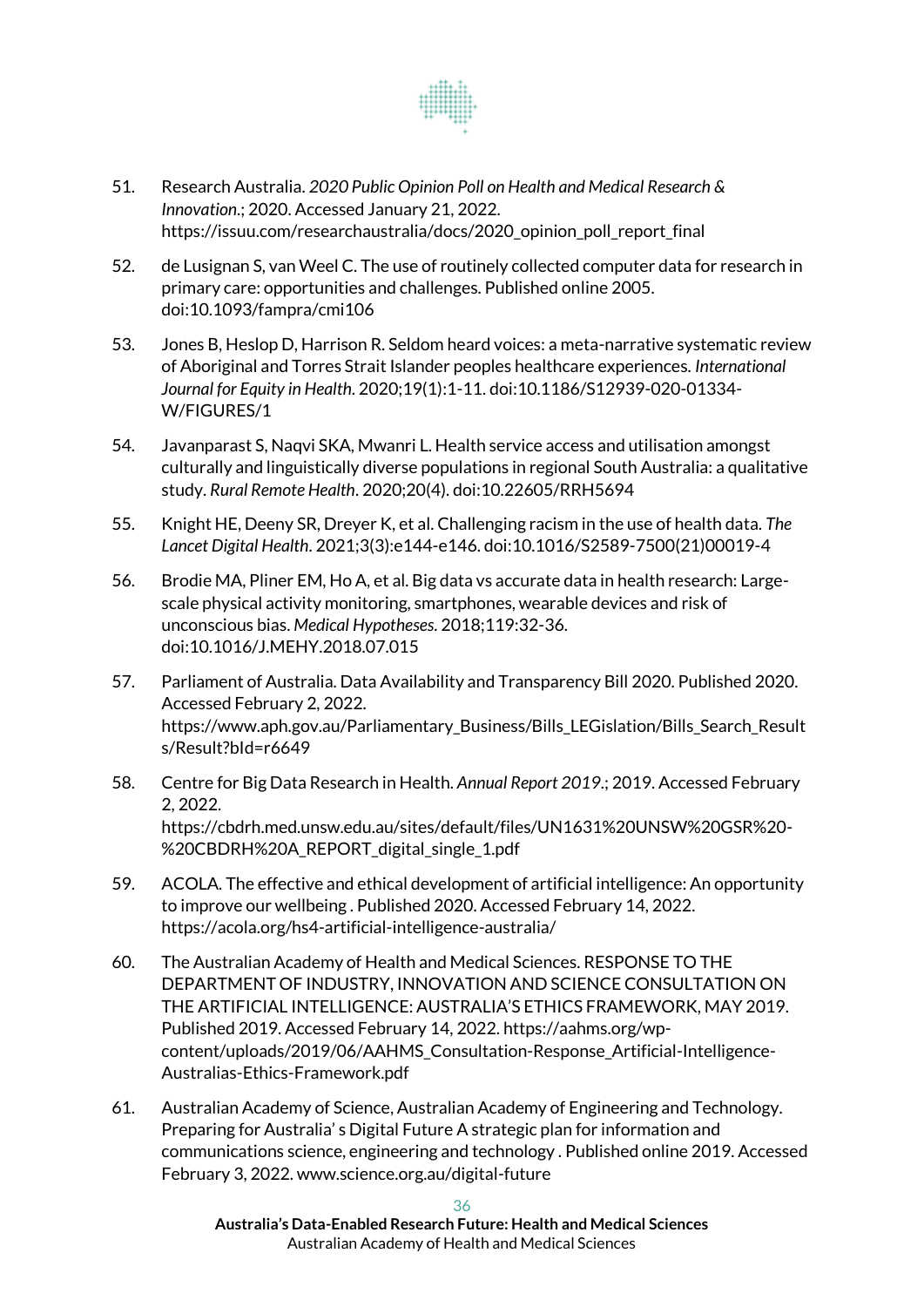51. Research Australia. *2020 Public Opinion Poll on Health and Medical Research & Innovation*.; 2020. Accessed January 21, 2022. https://issuu.com/researchaustralia/docs/2020_opinion_poll_report_final

52. de Lusignan S, van Weel C. The use of routinely collected computer data for research in primary care: opportunities and challenges. Published online 2005. doi:10.1093/fampra/cmi106

53. Jones B, Heslop D, Harrison R. Seldom heard voices: a meta-narrative systematic review of Aboriginal and Torres Strait Islander peoples healthcare experiences. *International Journal for Equity in Health*. 2020;19(1):1-11. doi:10.1186/S12939-020-01334-W/FIGURES/1

54. Javanparast S, Naqvi SKA, Mwanri L. Health service access and utilisation amongst culturally and linguistically diverse populations in regional South Australia: a qualitative study. *Rural Remote Health*. 2020;20(4). doi:10.22605/RRH5694

55. Knight HE, Deeny SR, Dreyer K, et al. Challenging racism in the use of health data. *The Lancet Digital Health*. 2021;3(3):e144-e146. doi:10.1016/S2589-7500(21)00019-4

56. Brodie MA, Pliner EM, Ho A, et al. Big data vs accurate data in health research: Large-scale physical activity monitoring, smartphones, wearable devices and risk of unconscious bias. *Medical Hypotheses*. 2018;119:32-36. doi:10.1016/J.MEHY.2018.07.015

57. Parliament of Australia. Data Availability and Transparency Bill 2020. Published 2020. Accessed February 2, 2022. https://www.aph.gov.au/Parliamentary_Business/Bills_LEGislation/Bills_Search_Results/Result?bId=r6649

58. Centre for Big Data Research in Health. *Annual Report 2019*.; 2019. Accessed February 2, 2022. https://cbdrh.med.unsw.edu.au/sites/default/files/UN1631%20UNSW%20GSR%20-%20CBDRH%20A_REPORT_digital_single_1.pdf

59. ACOLA. The effective and ethical development of artificial intelligence: An opportunity to improve our wellbeing . Published 2020. Accessed February 14, 2022. https://acola.org/hs4-artificial-intelligence-australia/

60. The Australian Academy of Health and Medical Sciences. RESPONSE TO THE DEPARTMENT OF INDUSTRY, INNOVATION AND SCIENCE CONSULTATION ON THE ARTIFICIAL INTELLIGENCE: AUSTRALIA'S ETHICS FRAMEWORK, MAY 2019. Published 2019. Accessed February 14, 2022. https://aahms.org/wp-content/uploads/2019/06/AAHMS_Consultation-Response_Artificial-Intelligence-Australias-Ethics-Framework.pdf

61. Australian Academy of Science, Australian Academy of Engineering and Technology. Preparing for Australia' s Digital Future A strategic plan for information and communications science, engineering and technology . Published online 2019. Accessed February 3, 2022. www.science.org.au/digital-future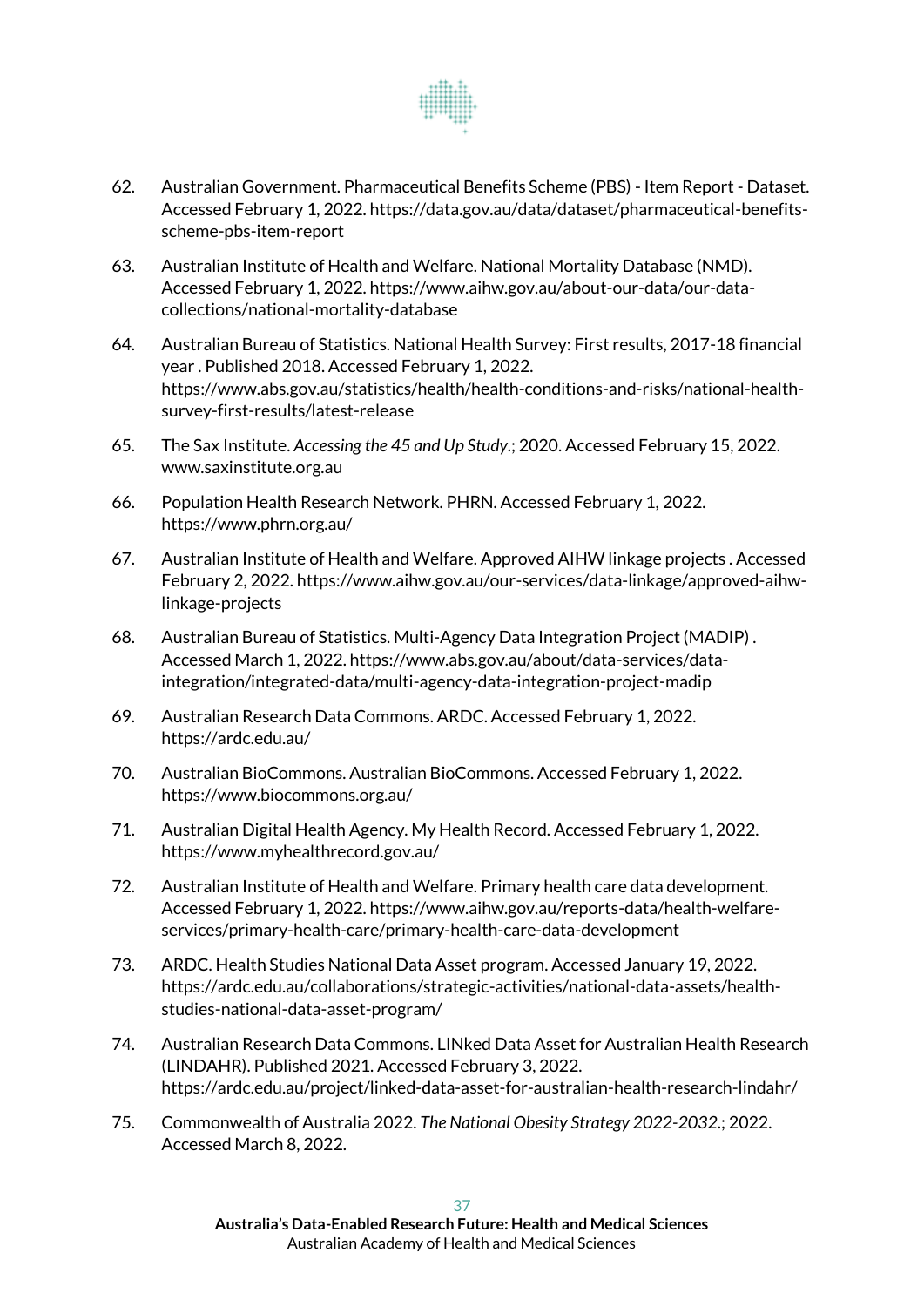62. Australian Government. Pharmaceutical Benefits Scheme (PBS) - Item Report - Dataset. Accessed February 1, 2022. https://data.gov.au/data/dataset/pharmaceutical-benefits-scheme-pbs-item-report

63. Australian Institute of Health and Welfare. National Mortality Database (NMD). Accessed February 1, 2022. https://www.aihw.gov.au/about-our-data/our-data-collections/national-mortality-database

64. Australian Bureau of Statistics. National Health Survey: First results, 2017-18 financial year . Published 2018. Accessed February 1, 2022. https://www.abs.gov.au/statistics/health/health-conditions-and-risks/national-health-survey-first-results/latest-release

65. The Sax Institute. *Accessing the 45 and Up Study*.; 2020. Accessed February 15, 2022. www.saxinstitute.org.au

66. Population Health Research Network. PHRN. Accessed February 1, 2022. https://www.phrn.org.au/

67. Australian Institute of Health and Welfare. Approved AIHW linkage projects . Accessed February 2, 2022. https://www.aihw.gov.au/our-services/data-linkage/approved-aihw-linkage-projects

68. Australian Bureau of Statistics. Multi-Agency Data Integration Project (MADIP) . Accessed March 1, 2022. https://www.abs.gov.au/about/data-services/data-integration/integrated-data/multi-agency-data-integration-project-madip

69. Australian Research Data Commons. ARDC. Accessed February 1, 2022. https://ardc.edu.au/

70. Australian BioCommons. Australian BioCommons. Accessed February 1, 2022. https://www.biocommons.org.au/

71. Australian Digital Health Agency. My Health Record. Accessed February 1, 2022. https://www.myhealthrecord.gov.au/

72. Australian Institute of Health and Welfare. Primary health care data development. Accessed February 1, 2022. https://www.aihw.gov.au/reports-data/health-welfare-services/primary-health-care/primary-health-care-data-development

73. ARDC. Health Studies National Data Asset program. Accessed January 19, 2022. https://ardc.edu.au/collaborations/strategic-activities/national-data-assets/health-studies-national-data-asset-program/

74. Australian Research Data Commons. LINked Data Asset for Australian Health Research (LINDAHR). Published 2021. Accessed February 3, 2022. https://ardc.edu.au/project/linked-data-asset-for-australian-health-research-lindahr/

75. Commonwealth of Australia 2022. *The National Obesity Strategy 2022-2032*.; 2022. Accessed March 8, 2022.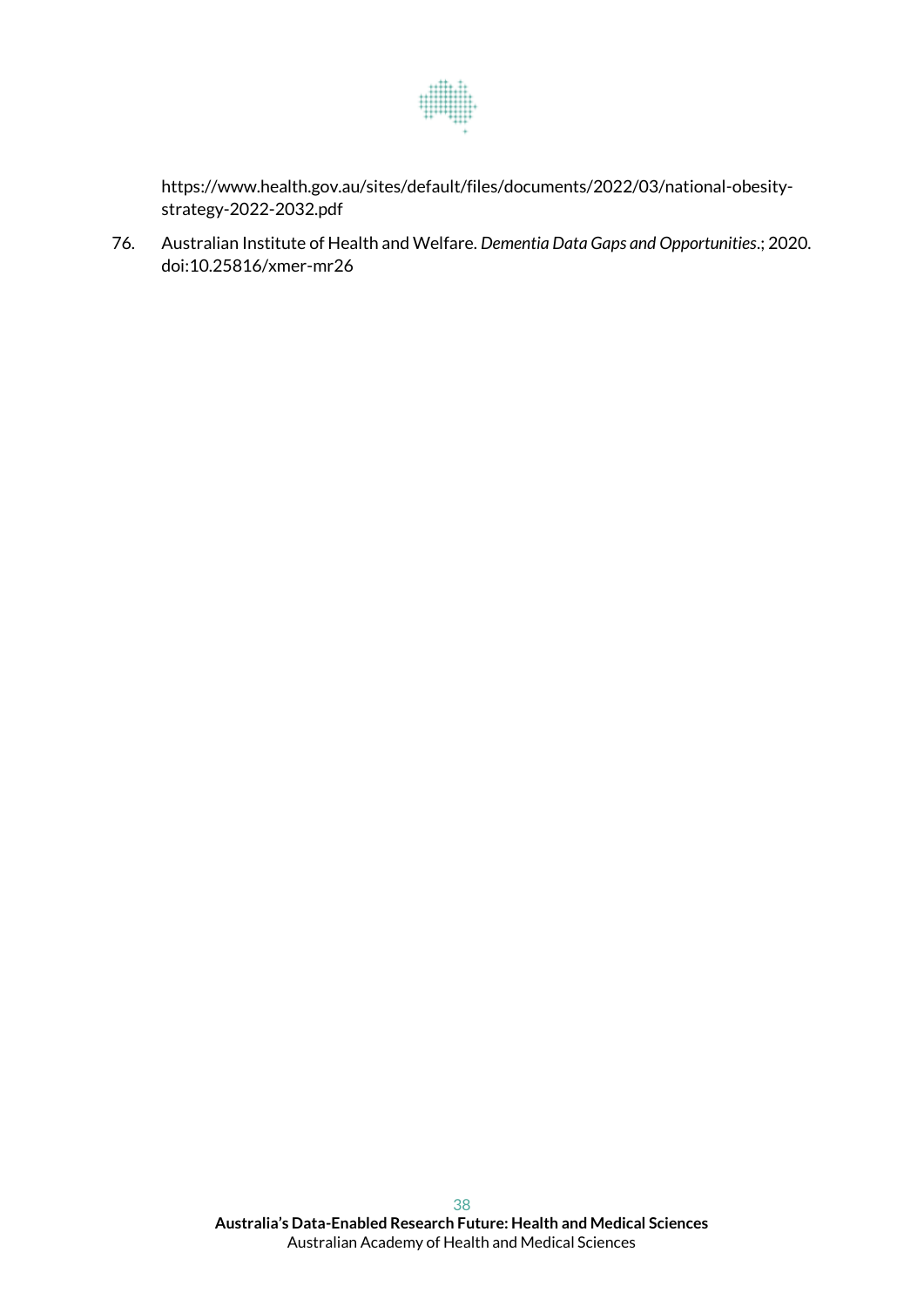https://www.health.gov.au/sites/default/files/documents/2022/03/national-obesity-strategy-2022-2032.pdf

76. Australian Institute of Health and Welfare. *Dementia Data Gaps and Opportunities*.; 2020. doi:10.25816/xmer-mr26